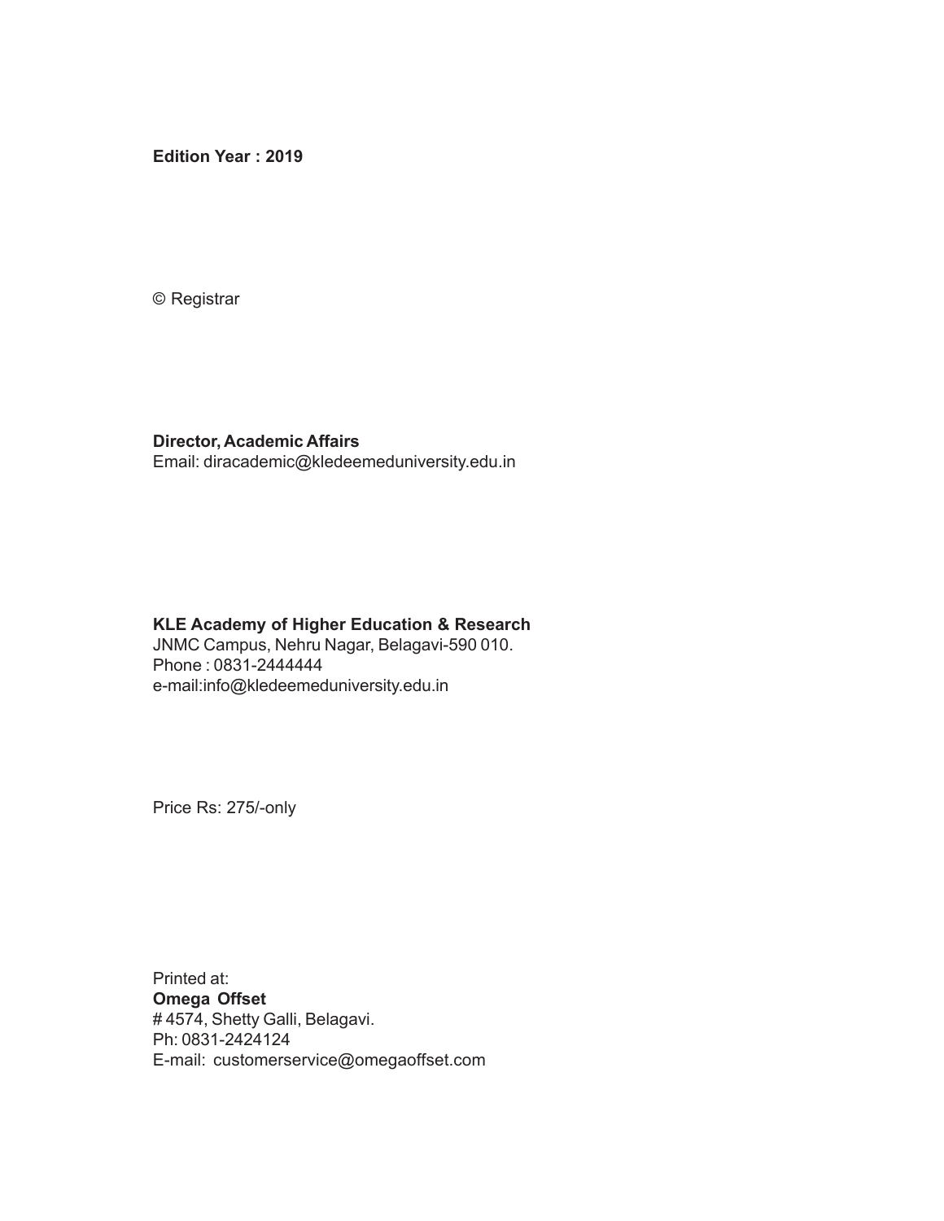**Edition Year : 2019**

© Registrar

**Director, Academic Affairs**
Email: diracademic@kledeemeduniversity.edu.in

**KLE Academy of Higher Education & Research**
JNMC Campus, Nehru Nagar, Belagavi-590 010.
Phone : 0831-2444444
e-mail:info@kledeemeduniversity.edu.in

Price Rs: 275/-only

Printed at:
**Omega Offset**
# 4574, Shetty Galli, Belagavi.
Ph: 0831-2424124
E-mail: customerservice@omegaoffset.com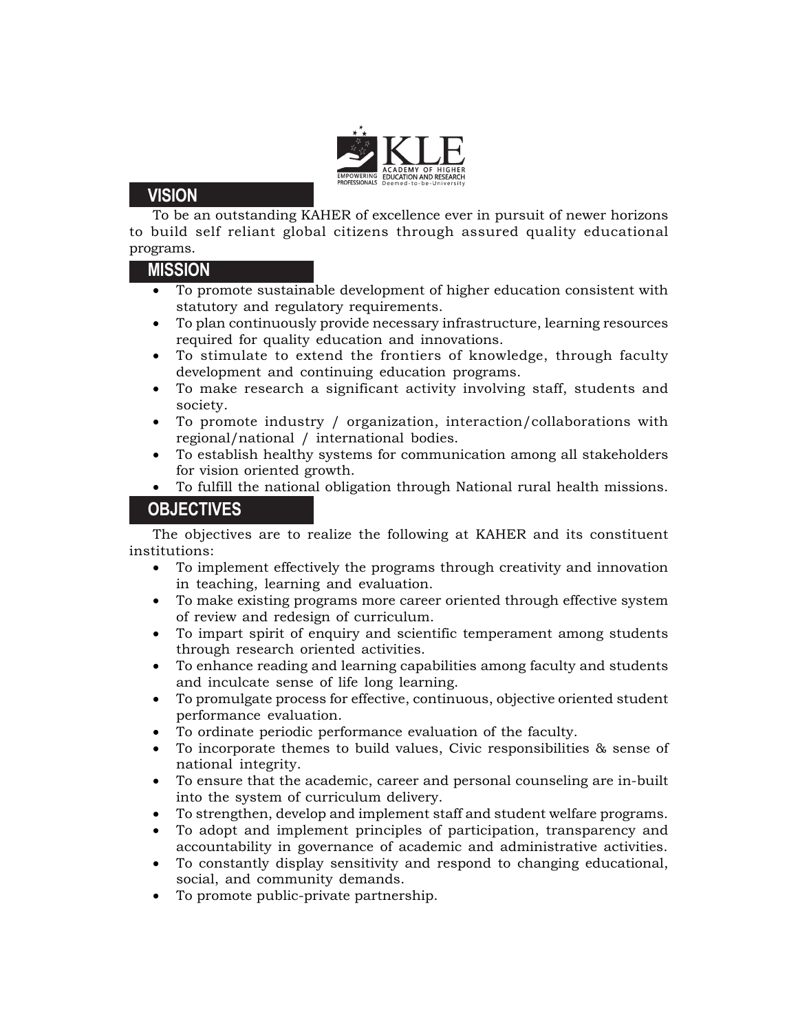KLE ACADEMY OF HIGHER EDUCATION AND RESEARCH
EMPOWERING PROFESSIONALS Deemed-to-be-University

## VISION

To be an outstanding KAHER of excellence ever in pursuit of newer horizons to build self reliant global citizens through assured quality educational programs.

## MISSION

- To promote sustainable development of higher education consistent with statutory and regulatory requirements.
- To plan continuously provide necessary infrastructure, learning resources required for quality education and innovations.
- To stimulate to extend the frontiers of knowledge, through faculty development and continuing education programs.
- To make research a significant activity involving staff, students and society.
- To promote industry / organization, interaction/collaborations with regional/national / international bodies.
- To establish healthy systems for communication among all stakeholders for vision oriented growth.
- To fulfill the national obligation through National rural health missions.

## OBJECTIVES

The objectives are to realize the following at KAHER and its constituent institutions:

- To implement effectively the programs through creativity and innovation in teaching, learning and evaluation.
- To make existing programs more career oriented through effective system of review and redesign of curriculum.
- To impart spirit of enquiry and scientific temperament among students through research oriented activities.
- To enhance reading and learning capabilities among faculty and students and inculcate sense of life long learning.
- To promulgate process for effective, continuous, objective oriented student performance evaluation.
- To ordinate periodic performance evaluation of the faculty.
- To incorporate themes to build values, Civic responsibilities & sense of national integrity.
- To ensure that the academic, career and personal counseling are in-built into the system of curriculum delivery.
- To strengthen, develop and implement staff and student welfare programs.
- To adopt and implement principles of participation, transparency and accountability in governance of academic and administrative activities.
- To constantly display sensitivity and respond to changing educational, social, and community demands.
- To promote public-private partnership.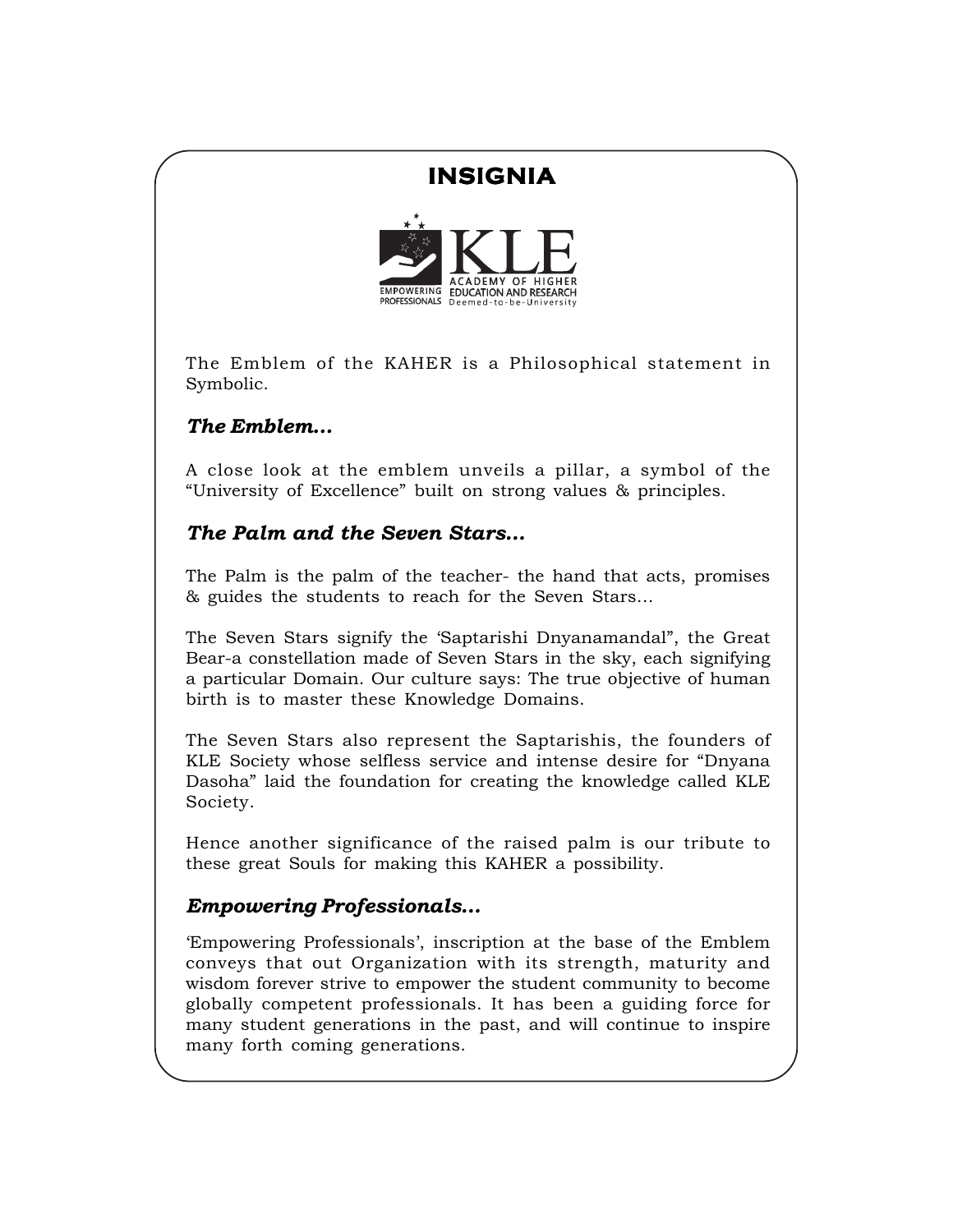# INSIGNIA

The Emblem of the KAHER is a Philosophical statement in Symbolic.

### *The Emblem...*

A close look at the emblem unveils a pillar, a symbol of the "University of Excellence" built on strong values & principles.

### *The Palm and the Seven Stars...*

The Palm is the palm of the teacher- the hand that acts, promises & guides the students to reach for the Seven Stars...

The Seven Stars signify the 'Saptarishi Dnyanamandal", the Great Bear-a constellation made of Seven Stars in the sky, each signifying a particular Domain. Our culture says: The true objective of human birth is to master these Knowledge Domains.

The Seven Stars also represent the Saptarishis, the founders of KLE Society whose selfless service and intense desire for "Dnyana Dasoha" laid the foundation for creating the knowledge called KLE Society.

Hence another significance of the raised palm is our tribute to these great Souls for making this KAHER a possibility.

### *Empowering Professionals...*

'Empowering Professionals', inscription at the base of the Emblem conveys that out Organization with its strength, maturity and wisdom forever strive to empower the student community to become globally competent professionals. It has been a guiding force for many student generations in the past, and will continue to inspire many forth coming generations.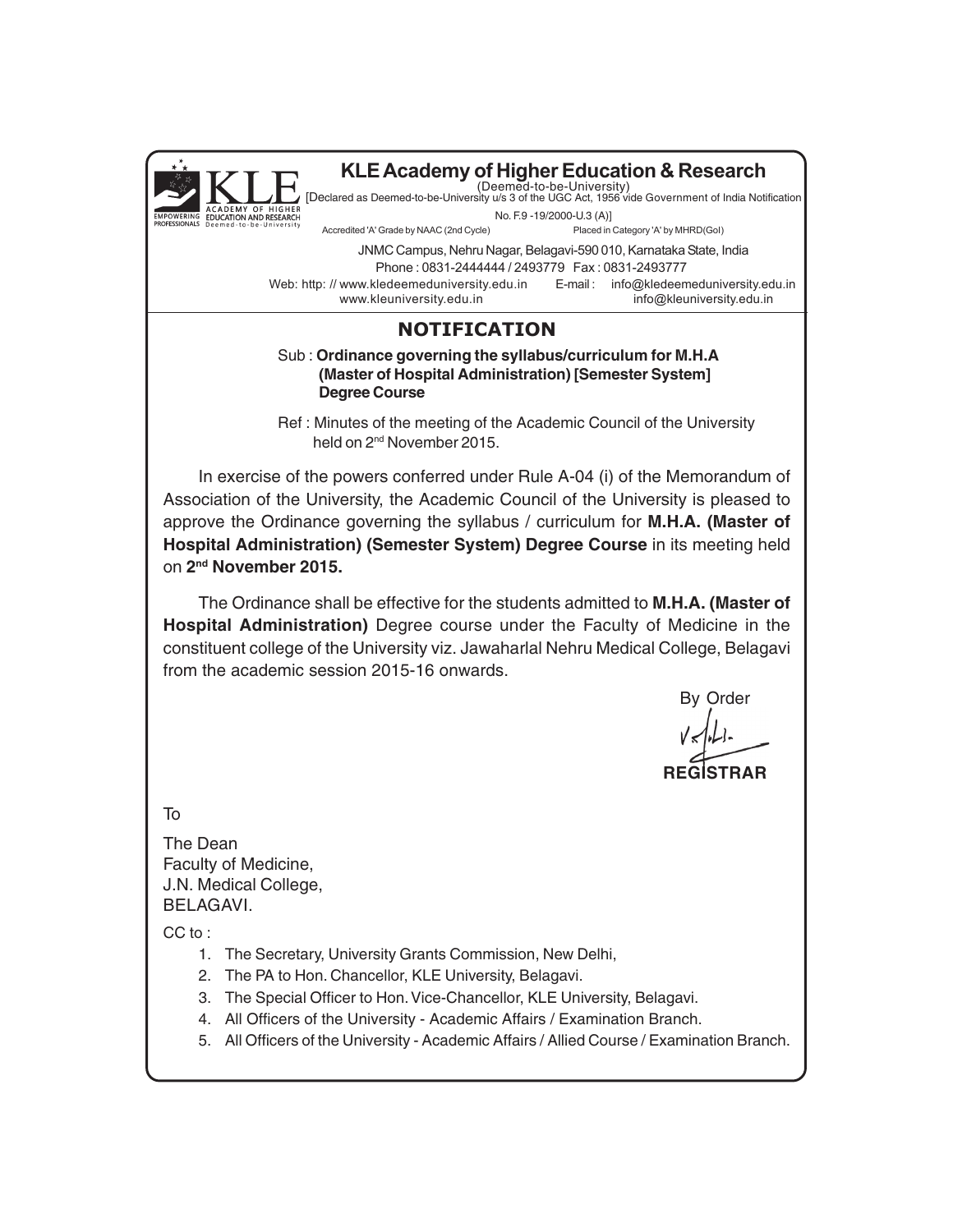# KLE Academy of Higher Education & Research

(Deemed-to-be-University)

[Declared as Deemed-to-be-University u/s 3 of the UGC Act, 1956 vide Government of India Notification No. F.9 -19/2000-U.3 (A)]

Accredited 'A' Grade by NAAC (2nd Cycle) Placed in Category 'A' by MHRD(GoI)

JNMC Campus, Nehru Nagar, Belagavi-590 010, Karnataka State, India

Phone : 0831-2444444 / 2493779 Fax : 0831-2493777

Web: http: // www.kledeemeduniversity.edu.in E-mail : info@kledeemeduniversity.edu.in

www.kleuniversity.edu.in info@kleuniversity.edu.in

## NOTIFICATION

Sub : **Ordinance governing the syllabus/curriculum for M.H.A (Master of Hospital Administration) [Semester System] Degree Course**

Ref : Minutes of the meeting of the Academic Council of the University held on 2nd November 2015.

In exercise of the powers conferred under Rule A-04 (i) of the Memorandum of Association of the University, the Academic Council of the University is pleased to approve the Ordinance governing the syllabus / curriculum for **M.H.A. (Master of Hospital Administration) (Semester System) Degree Course** in its meeting held on **2nd November 2015.**

The Ordinance shall be effective for the students admitted to **M.H.A. (Master of Hospital Administration)** Degree course under the Faculty of Medicine in the constituent college of the University viz. Jawaharlal Nehru Medical College, Belagavi from the academic session 2015-16 onwards.

By Order

**REGISTRAR**

To

The Dean
Faculty of Medicine,
J.N. Medical College,
BELAGAVI.

CC to :

1. The Secretary, University Grants Commission, New Delhi,
2. The PA to Hon. Chancellor, KLE University, Belagavi.
3. The Special Officer to Hon. Vice-Chancellor, KLE University, Belagavi.
4. All Officers of the University - Academic Affairs / Examination Branch.
5. All Officers of the University - Academic Affairs / Allied Course / Examination Branch.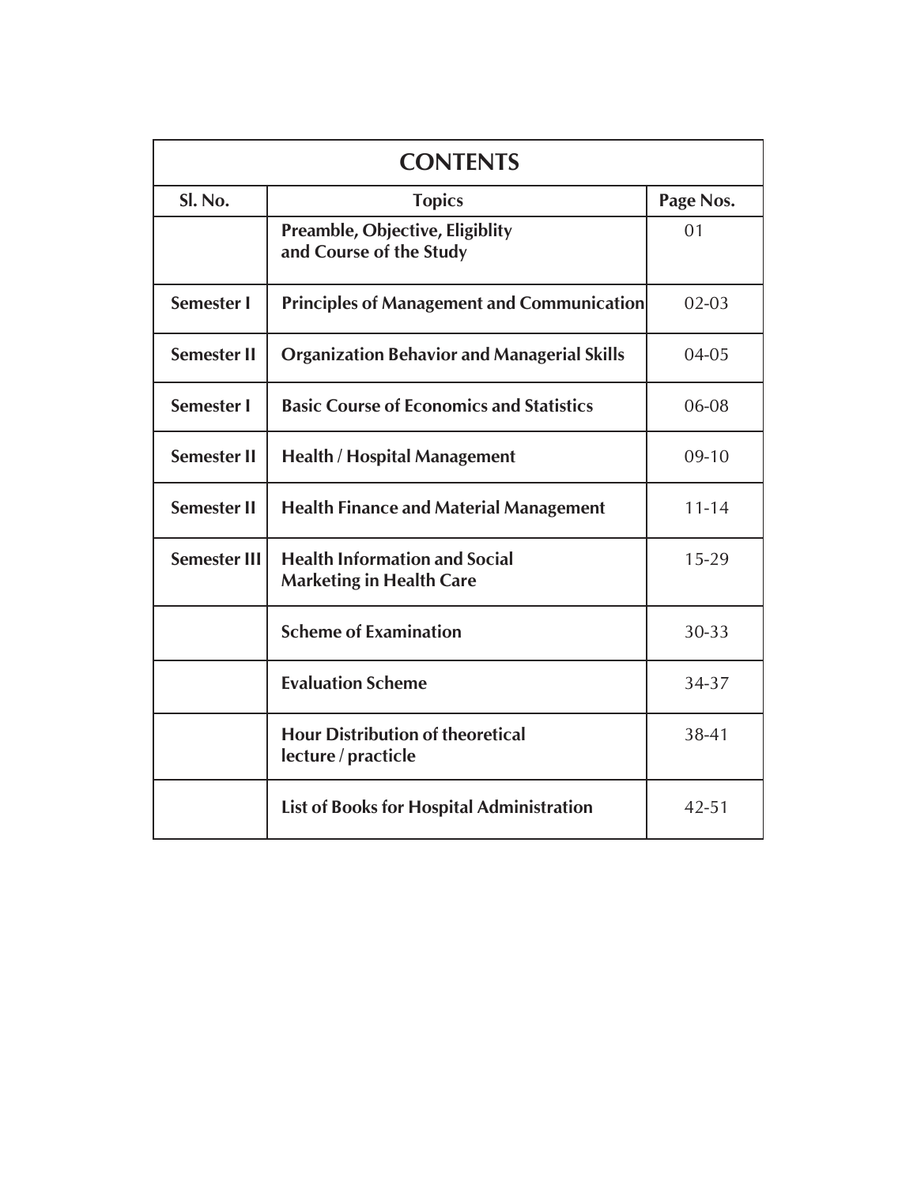| CONTENTS | | |
|---|---|---|
| **Sl. No.** | **Topics** | **Page Nos.** |
| | **Preamble, Objective, Eligiblity and Course of the Study** | 01 |
| **Semester I** | **Principles of Management and Communication** | 02-03 |
| **Semester II** | **Organization Behavior and Managerial Skills** | 04-05 |
| **Semester I** | **Basic Course of Economics and Statistics** | 06-08 |
| **Semester II** | **Health / Hospital Management** | 09-10 |
| **Semester II** | **Health Finance and Material Management** | 11-14 |
| **Semester III** | **Health Information and Social Marketing in Health Care** | 15-29 |
| | **Scheme of Examination** | 30-33 |
| | **Evaluation Scheme** | 34-37 |
| | **Hour Distribution of theoretical lecture / practicle** | 38-41 |
| | **List of Books for Hospital Administration** | 42-51 |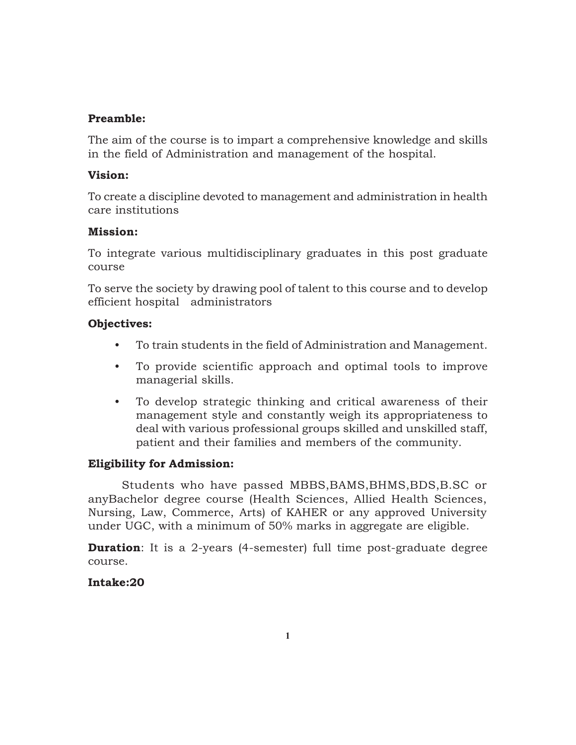**Preamble:**

The aim of the course is to impart a comprehensive knowledge and skills in the field of Administration and management of the hospital.

**Vision:**

To create a discipline devoted to management and administration in health care institutions

**Mission:**

To integrate various multidisciplinary graduates in this post graduate course

To serve the society by drawing pool of talent to this course and to develop efficient hospital administrators

**Objectives:**

- To train students in the field of Administration and Management.
- To provide scientific approach and optimal tools to improve managerial skills.
- To develop strategic thinking and critical awareness of their management style and constantly weigh its appropriateness to deal with various professional groups skilled and unskilled staff, patient and their families and members of the community.

**Eligibility for Admission:**

Students who have passed MBBS,BAMS,BHMS,BDS,B.SC or anyBachelor degree course (Health Sciences, Allied Health Sciences, Nursing, Law, Commerce, Arts) of KAHER or any approved University under UGC, with a minimum of 50% marks in aggregate are eligible.

**Duration**: It is a 2-years (4-semester) full time post-graduate degree course.

**Intake:20**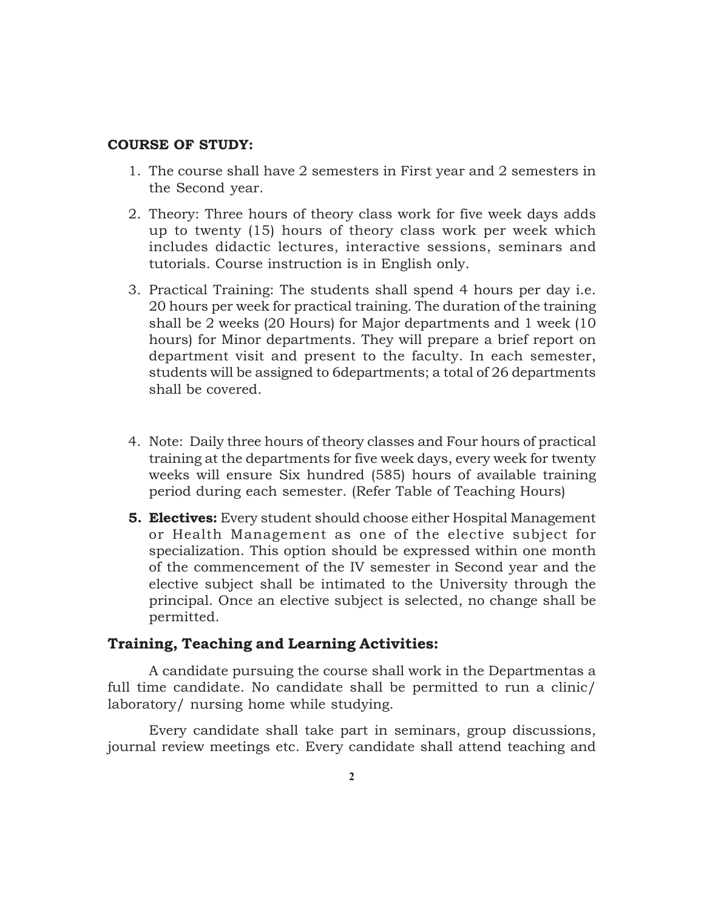**COURSE OF STUDY:**

1. The course shall have 2 semesters in First year and 2 semesters in the Second year.

2. Theory: Three hours of theory class work for five week days adds up to twenty (15) hours of theory class work per week which includes didactic lectures, interactive sessions, seminars and tutorials. Course instruction is in English only.

3. Practical Training: The students shall spend 4 hours per day i.e. 20 hours per week for practical training. The duration of the training shall be 2 weeks (20 Hours) for Major departments and 1 week (10 hours) for Minor departments. They will prepare a brief report on department visit and present to the faculty. In each semester, students will be assigned to 6departments; a total of 26 departments shall be covered.

4. Note: Daily three hours of theory classes and Four hours of practical training at the departments for five week days, every week for twenty weeks will ensure Six hundred (585) hours of available training period during each semester. (Refer Table of Teaching Hours)

5. **Electives:** Every student should choose either Hospital Management or Health Management as one of the elective subject for specialization. This option should be expressed within one month of the commencement of the IV semester in Second year and the elective subject shall be intimated to the University through the principal. Once an elective subject is selected, no change shall be permitted.

### Training, Teaching and Learning Activities:

A candidate pursuing the course shall work in the Departmentas a full time candidate. No candidate shall be permitted to run a clinic/ laboratory/ nursing home while studying.

Every candidate shall take part in seminars, group discussions, journal review meetings etc. Every candidate shall attend teaching and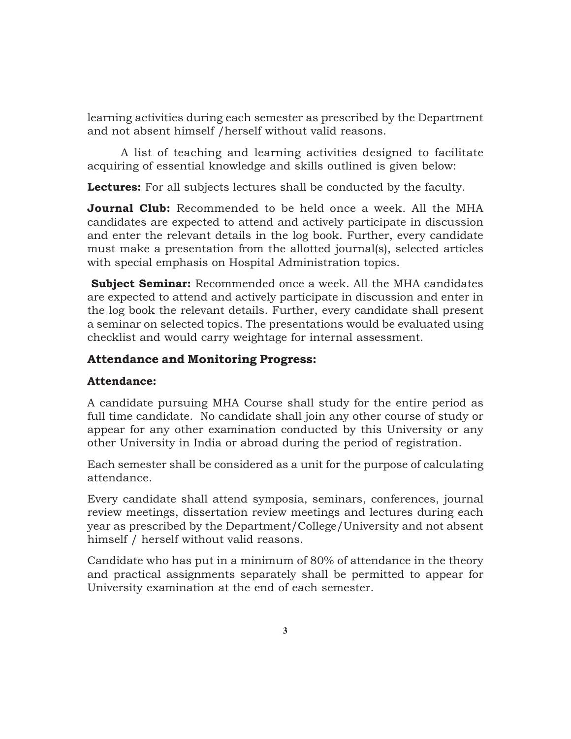learning activities during each semester as prescribed by the Department and not absent himself /herself without valid reasons.

A list of teaching and learning activities designed to facilitate acquiring of essential knowledge and skills outlined is given below:

**Lectures:** For all subjects lectures shall be conducted by the faculty.

**Journal Club:** Recommended to be held once a week. All the MHA candidates are expected to attend and actively participate in discussion and enter the relevant details in the log book. Further, every candidate must make a presentation from the allotted journal(s), selected articles with special emphasis on Hospital Administration topics.

**Subject Seminar:** Recommended once a week. All the MHA candidates are expected to attend and actively participate in discussion and enter in the log book the relevant details. Further, every candidate shall present a seminar on selected topics. The presentations would be evaluated using checklist and would carry weightage for internal assessment.

## Attendance and Monitoring Progress:

### Attendance:

A candidate pursuing MHA Course shall study for the entire period as full time candidate. No candidate shall join any other course of study or appear for any other examination conducted by this University or any other University in India or abroad during the period of registration.

Each semester shall be considered as a unit for the purpose of calculating attendance.

Every candidate shall attend symposia, seminars, conferences, journal review meetings, dissertation review meetings and lectures during each year as prescribed by the Department/College/University and not absent himself / herself without valid reasons.

Candidate who has put in a minimum of 80% of attendance in the theory and practical assignments separately shall be permitted to appear for University examination at the end of each semester.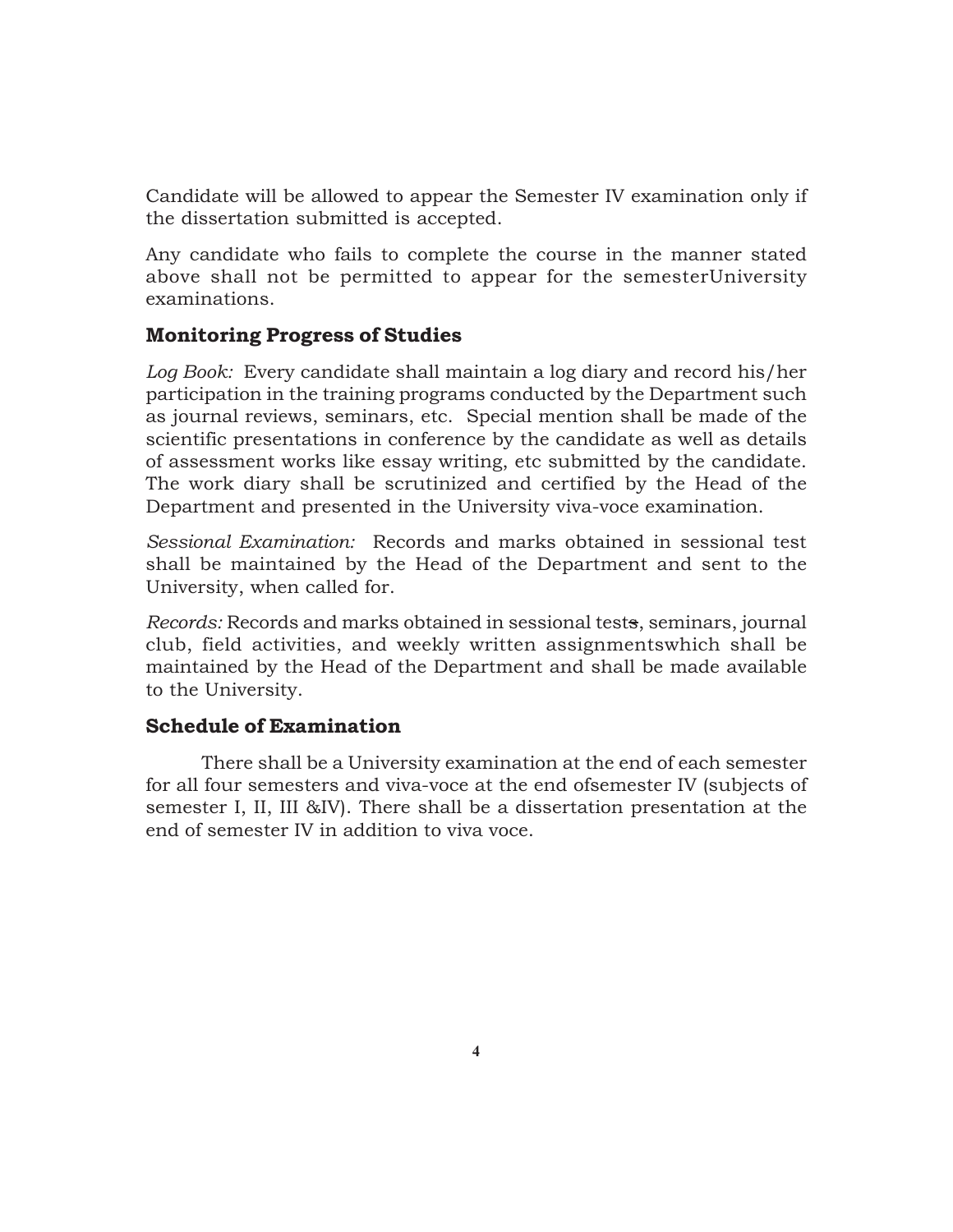Candidate will be allowed to appear the Semester IV examination only if the dissertation submitted is accepted.

Any candidate who fails to complete the course in the manner stated above shall not be permitted to appear for the semesterUniversity examinations.

## Monitoring Progress of Studies

*Log Book:* Every candidate shall maintain a log diary and record his/her participation in the training programs conducted by the Department such as journal reviews, seminars, etc. Special mention shall be made of the scientific presentations in conference by the candidate as well as details of assessment works like essay writing, etc submitted by the candidate. The work diary shall be scrutinized and certified by the Head of the Department and presented in the University viva-voce examination.

*Sessional Examination:* Records and marks obtained in sessional test shall be maintained by the Head of the Department and sent to the University, when called for.

*Records:* Records and marks obtained in sessional tests, seminars, journal club, field activities, and weekly written assignmentswhich shall be maintained by the Head of the Department and shall be made available to the University.

## Schedule of Examination

There shall be a University examination at the end of each semester for all four semesters and viva-voce at the end ofsemester IV (subjects of semester I, II, III &IV). There shall be a dissertation presentation at the end of semester IV in addition to viva voce.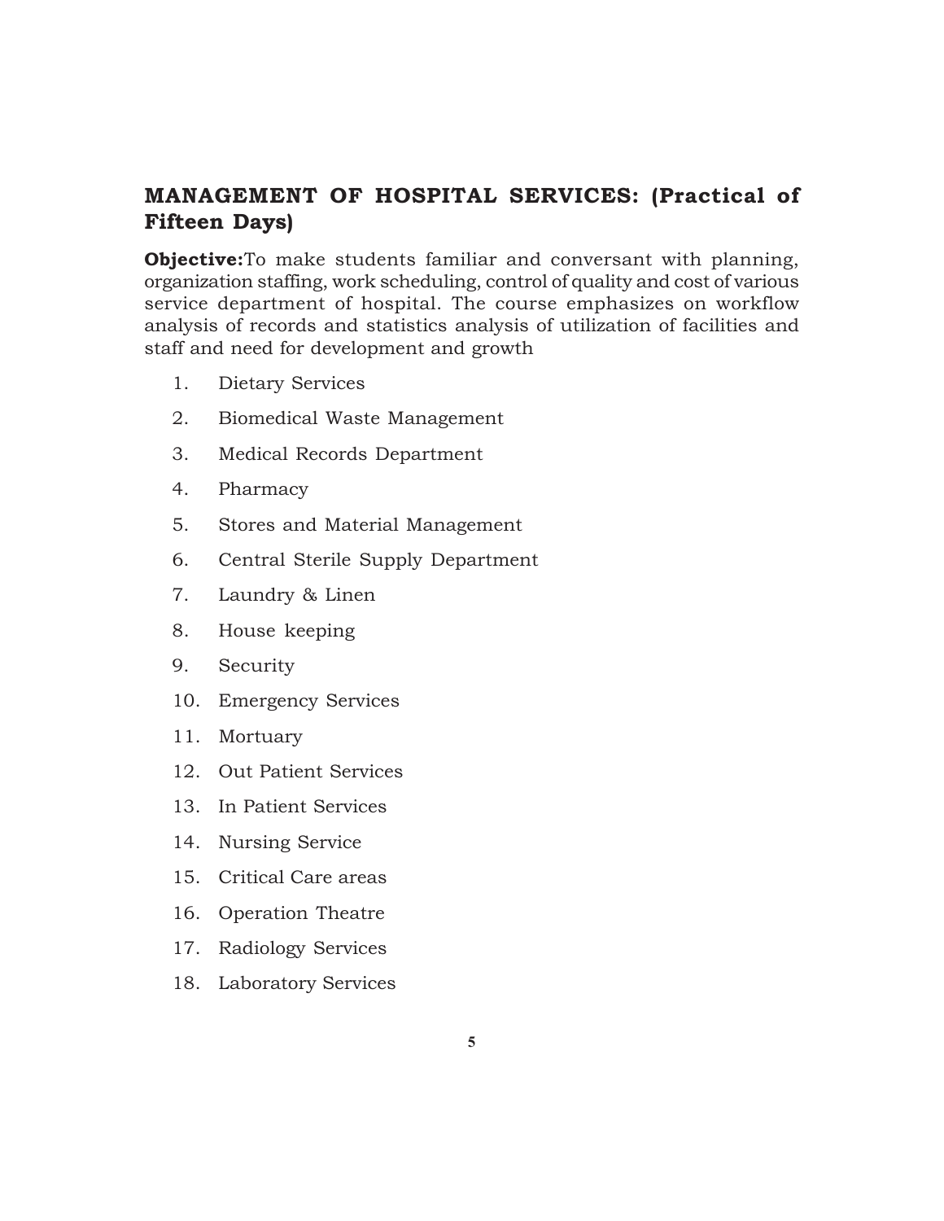## MANAGEMENT OF HOSPITAL SERVICES: (Practical of Fifteen Days)

**Objective:**To make students familiar and conversant with planning, organization staffing, work scheduling, control of quality and cost of various service department of hospital. The course emphasizes on workflow analysis of records and statistics analysis of utilization of facilities and staff and need for development and growth

1. Dietary Services
2. Biomedical Waste Management
3. Medical Records Department
4. Pharmacy
5. Stores and Material Management
6. Central Sterile Supply Department
7. Laundry & Linen
8. House keeping
9. Security
10. Emergency Services
11. Mortuary
12. Out Patient Services
13. In Patient Services
14. Nursing Service
15. Critical Care areas
16. Operation Theatre
17. Radiology Services
18. Laboratory Services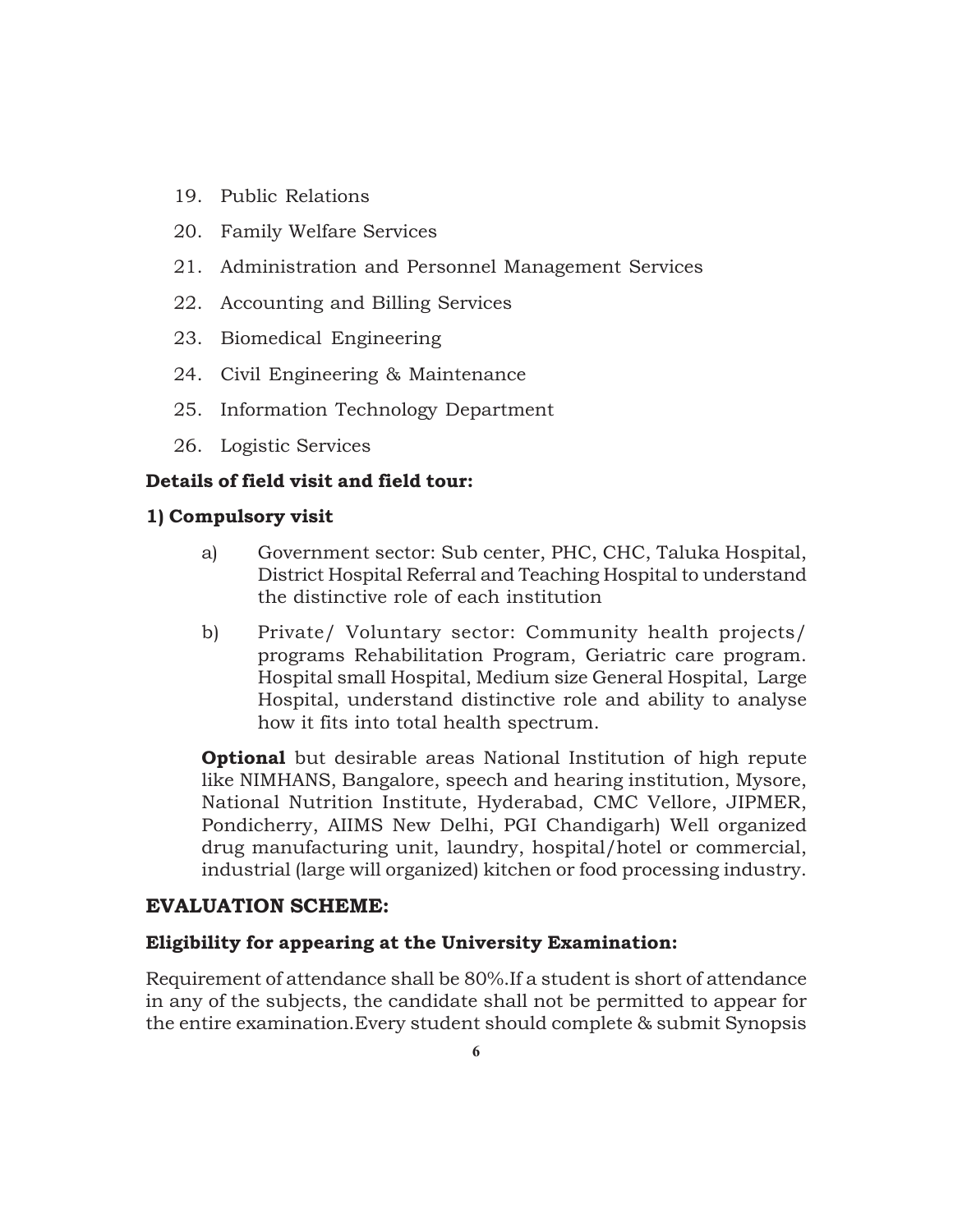19. Public Relations
20. Family Welfare Services
21. Administration and Personnel Management Services
22. Accounting and Billing Services
23. Biomedical Engineering
24. Civil Engineering & Maintenance
25. Information Technology Department
26. Logistic Services

**Details of field visit and field tour:**

**1) Compulsory visit**

a) Government sector: Sub center, PHC, CHC, Taluka Hospital, District Hospital Referral and Teaching Hospital to understand the distinctive role of each institution

b) Private/ Voluntary sector: Community health projects/ programs Rehabilitation Program, Geriatric care program. Hospital small Hospital, Medium size General Hospital, Large Hospital, understand distinctive role and ability to analyse how it fits into total health spectrum.

**Optional** but desirable areas National Institution of high repute like NIMHANS, Bangalore, speech and hearing institution, Mysore, National Nutrition Institute, Hyderabad, CMC Vellore, JIPMER, Pondicherry, AIIMS New Delhi, PGI Chandigarh) Well organized drug manufacturing unit, laundry, hospital/hotel or commercial, industrial (large will organized) kitchen or food processing industry.

## EVALUATION SCHEME:

**Eligibility for appearing at the University Examination:**

Requirement of attendance shall be 80%.If a student is short of attendance in any of the subjects, the candidate shall not be permitted to appear for the entire examination.Every student should complete & submit Synopsis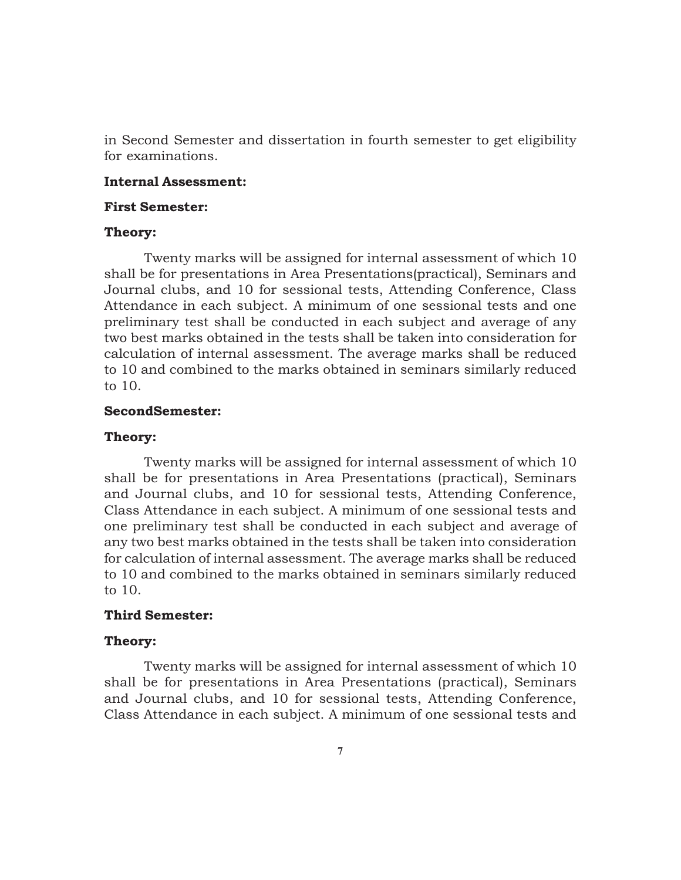in Second Semester and dissertation in fourth semester to get eligibility for examinations.

**Internal Assessment:**

**First Semester:**

**Theory:**

Twenty marks will be assigned for internal assessment of which 10 shall be for presentations in Area Presentations(practical), Seminars and Journal clubs, and 10 for sessional tests, Attending Conference, Class Attendance in each subject. A minimum of one sessional tests and one preliminary test shall be conducted in each subject and average of any two best marks obtained in the tests shall be taken into consideration for calculation of internal assessment. The average marks shall be reduced to 10 and combined to the marks obtained in seminars similarly reduced to 10.

**SecondSemester:**

**Theory:**

Twenty marks will be assigned for internal assessment of which 10 shall be for presentations in Area Presentations (practical), Seminars and Journal clubs, and 10 for sessional tests, Attending Conference, Class Attendance in each subject. A minimum of one sessional tests and one preliminary test shall be conducted in each subject and average of any two best marks obtained in the tests shall be taken into consideration for calculation of internal assessment. The average marks shall be reduced to 10 and combined to the marks obtained in seminars similarly reduced to 10.

**Third Semester:**

**Theory:**

Twenty marks will be assigned for internal assessment of which 10 shall be for presentations in Area Presentations (practical), Seminars and Journal clubs, and 10 for sessional tests, Attending Conference, Class Attendance in each subject. A minimum of one sessional tests and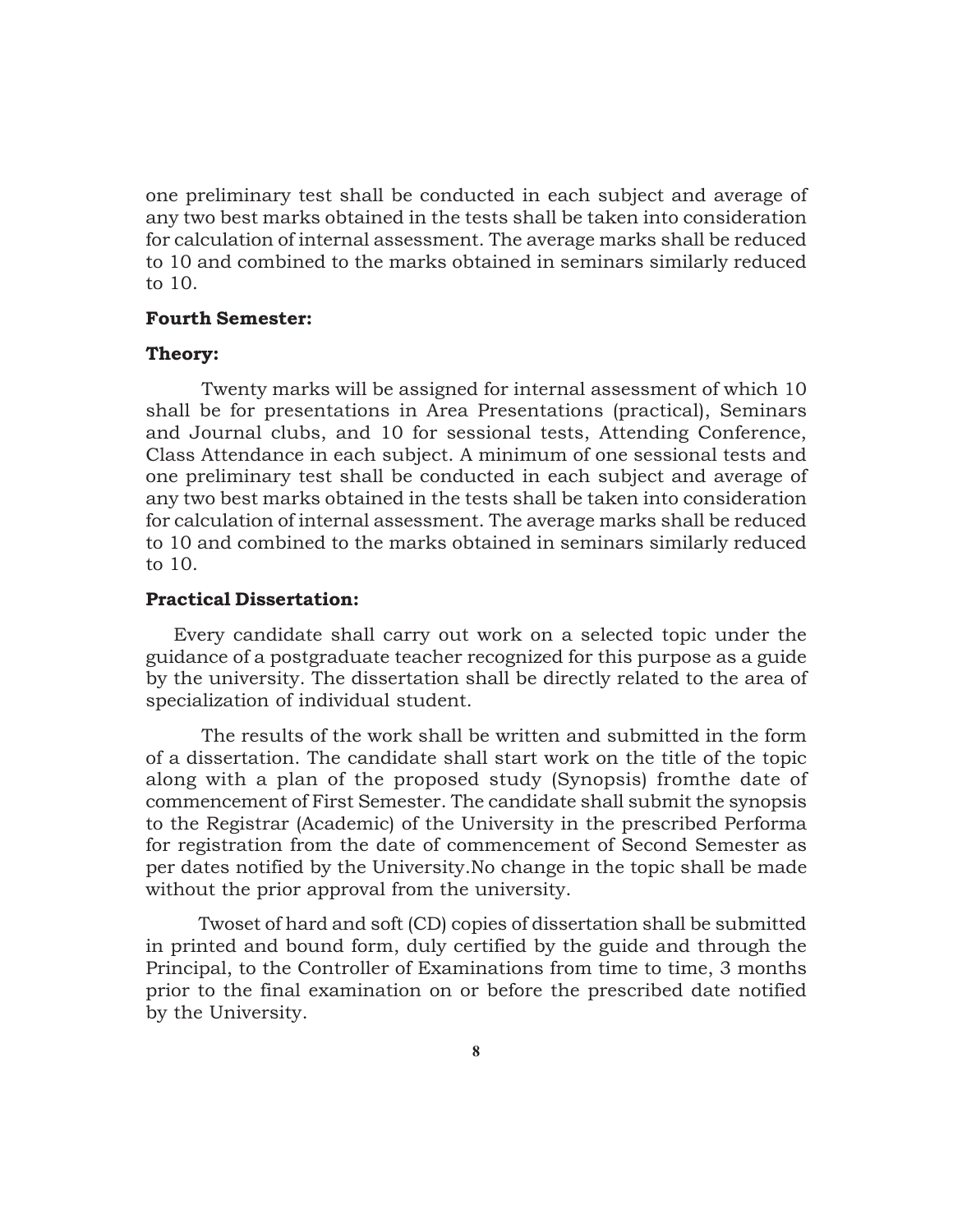one preliminary test shall be conducted in each subject and average of any two best marks obtained in the tests shall be taken into consideration for calculation of internal assessment. The average marks shall be reduced to 10 and combined to the marks obtained in seminars similarly reduced to 10.

**Fourth Semester:**

**Theory:**

Twenty marks will be assigned for internal assessment of which 10 shall be for presentations in Area Presentations (practical), Seminars and Journal clubs, and 10 for sessional tests, Attending Conference, Class Attendance in each subject. A minimum of one sessional tests and one preliminary test shall be conducted in each subject and average of any two best marks obtained in the tests shall be taken into consideration for calculation of internal assessment. The average marks shall be reduced to 10 and combined to the marks obtained in seminars similarly reduced to 10.

**Practical Dissertation:**

Every candidate shall carry out work on a selected topic under the guidance of a postgraduate teacher recognized for this purpose as a guide by the university. The dissertation shall be directly related to the area of specialization of individual student.

The results of the work shall be written and submitted in the form of a dissertation. The candidate shall start work on the title of the topic along with a plan of the proposed study (Synopsis) fromthe date of commencement of First Semester. The candidate shall submit the synopsis to the Registrar (Academic) of the University in the prescribed Performa for registration from the date of commencement of Second Semester as per dates notified by the University.No change in the topic shall be made without the prior approval from the university.

Twoset of hard and soft (CD) copies of dissertation shall be submitted in printed and bound form, duly certified by the guide and through the Principal, to the Controller of Examinations from time to time, 3 months prior to the final examination on or before the prescribed date notified by the University.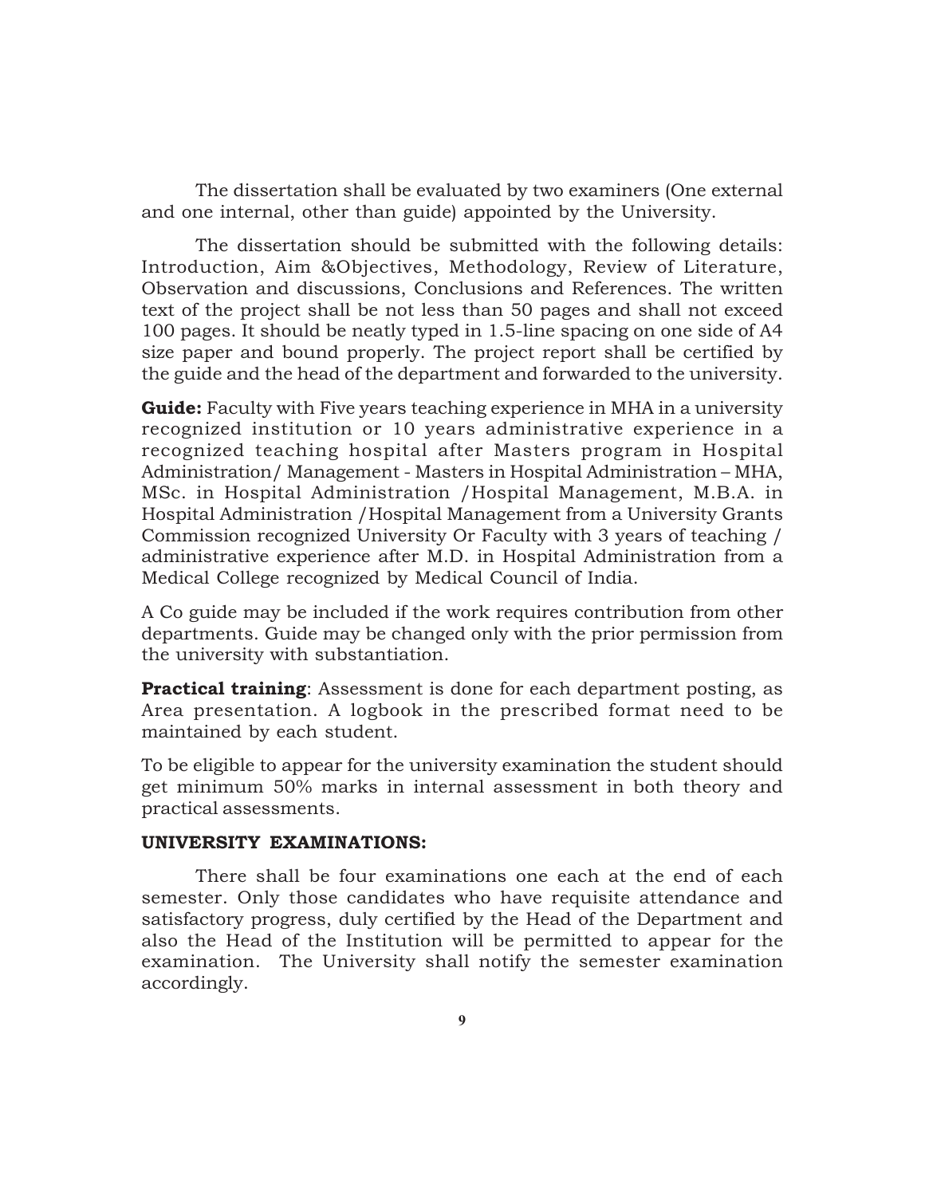The dissertation shall be evaluated by two examiners (One external and one internal, other than guide) appointed by the University.

The dissertation should be submitted with the following details: Introduction, Aim &Objectives, Methodology, Review of Literature, Observation and discussions, Conclusions and References. The written text of the project shall be not less than 50 pages and shall not exceed 100 pages. It should be neatly typed in 1.5-line spacing on one side of A4 size paper and bound properly. The project report shall be certified by the guide and the head of the department and forwarded to the university.

**Guide:** Faculty with Five years teaching experience in MHA in a university recognized institution or 10 years administrative experience in a recognized teaching hospital after Masters program in Hospital Administration/ Management - Masters in Hospital Administration – MHA, MSc. in Hospital Administration /Hospital Management, M.B.A. in Hospital Administration /Hospital Management from a University Grants Commission recognized University Or Faculty with 3 years of teaching / administrative experience after M.D. in Hospital Administration from a Medical College recognized by Medical Council of India.

A Co guide may be included if the work requires contribution from other departments. Guide may be changed only with the prior permission from the university with substantiation.

**Practical training**: Assessment is done for each department posting, as Area presentation. A logbook in the prescribed format need to be maintained by each student.

To be eligible to appear for the university examination the student should get minimum 50% marks in internal assessment in both theory and practical assessments.

**UNIVERSITY EXAMINATIONS:**

There shall be four examinations one each at the end of each semester. Only those candidates who have requisite attendance and satisfactory progress, duly certified by the Head of the Department and also the Head of the Institution will be permitted to appear for the examination. The University shall notify the semester examination accordingly.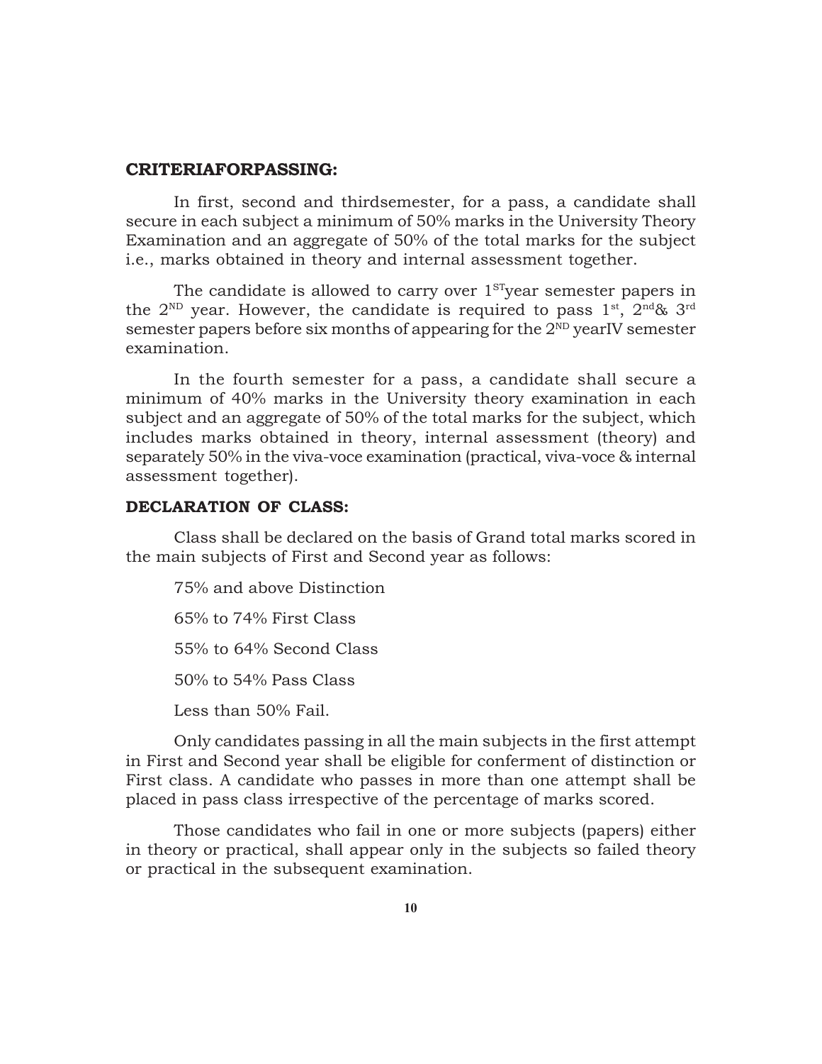### CRITERIAFORPASSING:

In first, second and thirdsemester, for a pass, a candidate shall secure in each subject a minimum of 50% marks in the University Theory Examination and an aggregate of 50% of the total marks for the subject i.e., marks obtained in theory and internal assessment together.

The candidate is allowed to carry over $1^{ST}$year semester papers in the $2^{ND}$ year. However, the candidate is required to pass $1^{st}$, $2^{nd}$& $3^{rd}$ semester papers before six months of appearing for the $2^{ND}$ yearIV semester examination.

In the fourth semester for a pass, a candidate shall secure a minimum of 40% marks in the University theory examination in each subject and an aggregate of 50% of the total marks for the subject, which includes marks obtained in theory, internal assessment (theory) and separately 50% in the viva-voce examination (practical, viva-voce & internal assessment together).

### DECLARATION OF CLASS:

Class shall be declared on the basis of Grand total marks scored in the main subjects of First and Second year as follows:

75% and above Distinction

65% to 74% First Class

55% to 64% Second Class

50% to 54% Pass Class

Less than 50% Fail.

Only candidates passing in all the main subjects in the first attempt in First and Second year shall be eligible for conferment of distinction or First class. A candidate who passes in more than one attempt shall be placed in pass class irrespective of the percentage of marks scored.

Those candidates who fail in one or more subjects (papers) either in theory or practical, shall appear only in the subjects so failed theory or practical in the subsequent examination.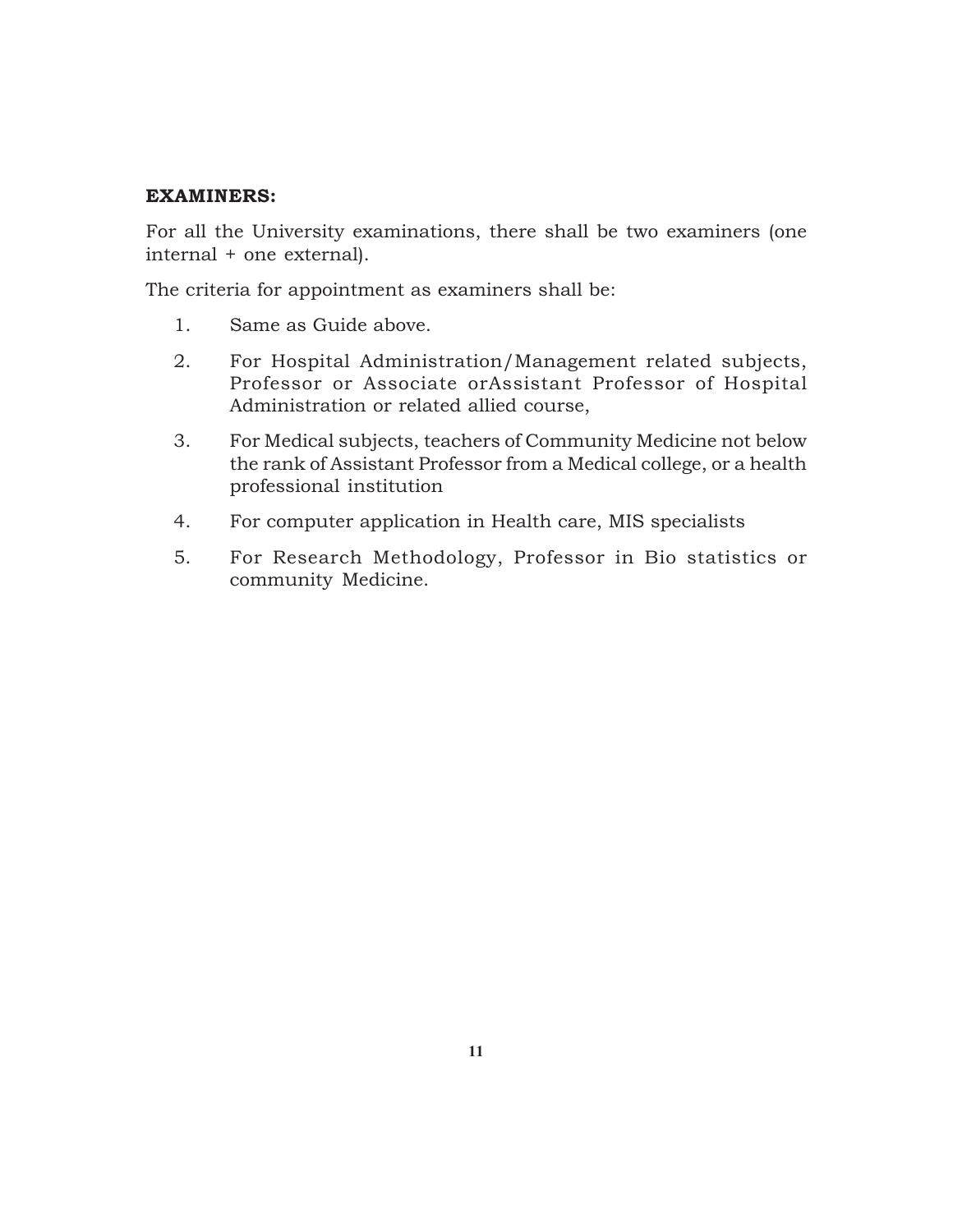**EXAMINERS:**

For all the University examinations, there shall be two examiners (one internal + one external).

The criteria for appointment as examiners shall be:

1. Same as Guide above.
2. For Hospital Administration/Management related subjects, Professor or Associate orAssistant Professor of Hospital Administration or related allied course,
3. For Medical subjects, teachers of Community Medicine not below the rank of Assistant Professor from a Medical college, or a health professional institution
4. For computer application in Health care, MIS specialists
5. For Research Methodology, Professor in Bio statistics or community Medicine.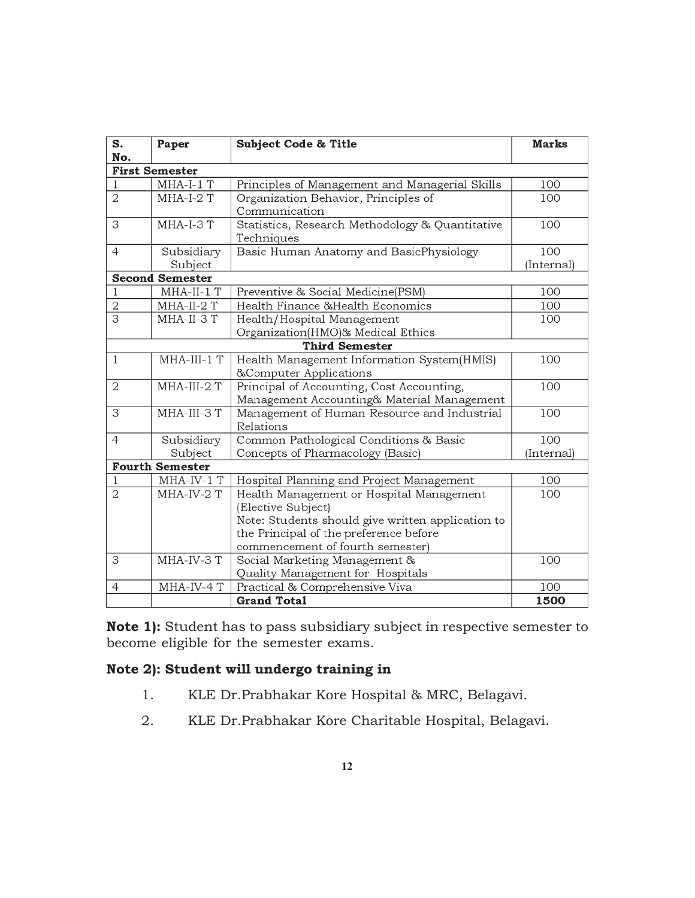| S. No. | Paper | Subject Code & Title | Marks |
|---|---|---|---|
| **First Semester** | | | |
| 1 | MHA-I-1 T | Principles of Management and Managerial Skills | 100 |
| 2 | MHA-I-2 T | Organization Behavior, Principles of Communication | 100 |
| 3 | MHA-I-3 T | Statistics, Research Methodology & Quantitative Techniques | 100 |
| 4 | Subsidiary Subject | Basic Human Anatomy and BasicPhysiology | 100 (Internal) |
| **Second Semester** | | | |
| 1 | MHA-II-1 T | Preventive & Social Medicine(PSM) | 100 |
| 2 | MHA-II-2 T | Health Finance &Health Economics | 100 |
| 3 | MHA-II-3 T | Health/Hospital Management Organization(HMO)& Medical Ethics | 100 |
| **Third Semester** | | | |
| 1 | MHA-III-1 T | Health Management Information System(HMIS) &Computer Applications | 100 |
| 2 | MHA-III-2 T | Principal of Accounting, Cost Accounting, Management Accounting& Material Management | 100 |
| 3 | MHA-III-3 T | Management of Human Resource and Industrial Relations | 100 |
| 4 | Subsidiary Subject | Common Pathological Conditions & Basic Concepts of Pharmacology (Basic) | 100 (Internal) |
| **Fourth Semester** | | | |
| 1 | MHA-IV-1 T | Hospital Planning and Project Management | 100 |
| 2 | MHA-IV-2 T | Health Management or Hospital Management (Elective Subject) Note: Students should give written application to the Principal of the preference before commencement of fourth semester) | 100 |
| 3 | MHA-IV-3 T | Social Marketing Management & Quality Management for Hospitals | 100 |
| 4 | MHA-IV-4 T | Practical & Comprehensive Viva | 100 |
| | | **Grand Total** | **1500** |

**Note 1):** Student has to pass subsidiary subject in respective semester to become eligible for the semester exams.

**Note 2): Student will undergo training in**

1. KLE Dr.Prabhakar Kore Hospital & MRC, Belagavi.
2. KLE Dr.Prabhakar Kore Charitable Hospital, Belagavi.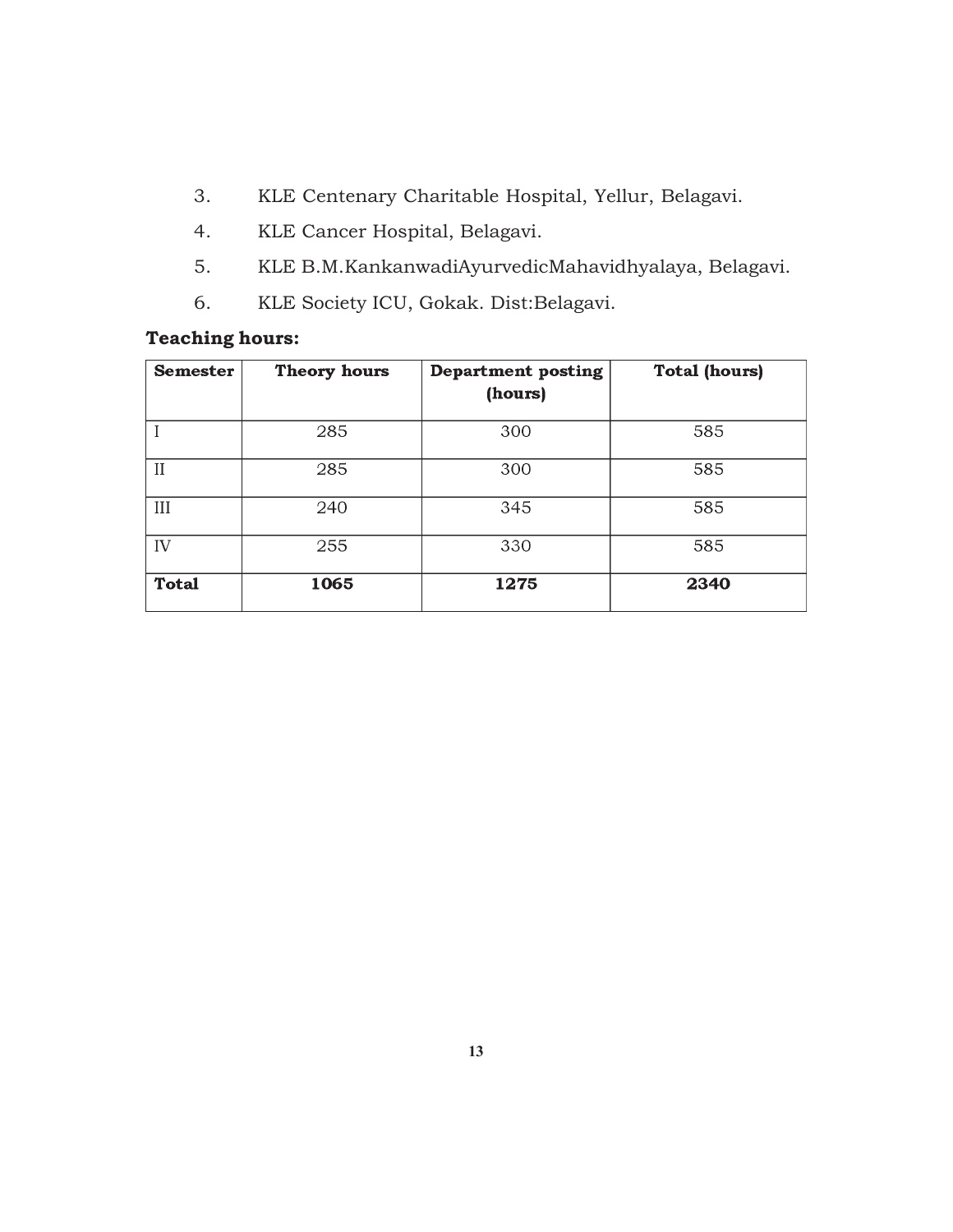3. KLE Centenary Charitable Hospital, Yellur, Belagavi.
4. KLE Cancer Hospital, Belagavi.
5. KLE B.M.KankanwadiAyurvedicMahavidhyalaya, Belagavi.
6. KLE Society ICU, Gokak. Dist:Belagavi.

**Teaching hours:**

| **Semester** | **Theory hours** | **Department posting (hours)** | **Total (hours)** |
|---|---|---|---|
| I | 285 | 300 | 585 |
| II | 285 | 300 | 585 |
| III | 240 | 345 | 585 |
| IV | 255 | 330 | 585 |
| **Total** | **1065** | **1275** | **2340** |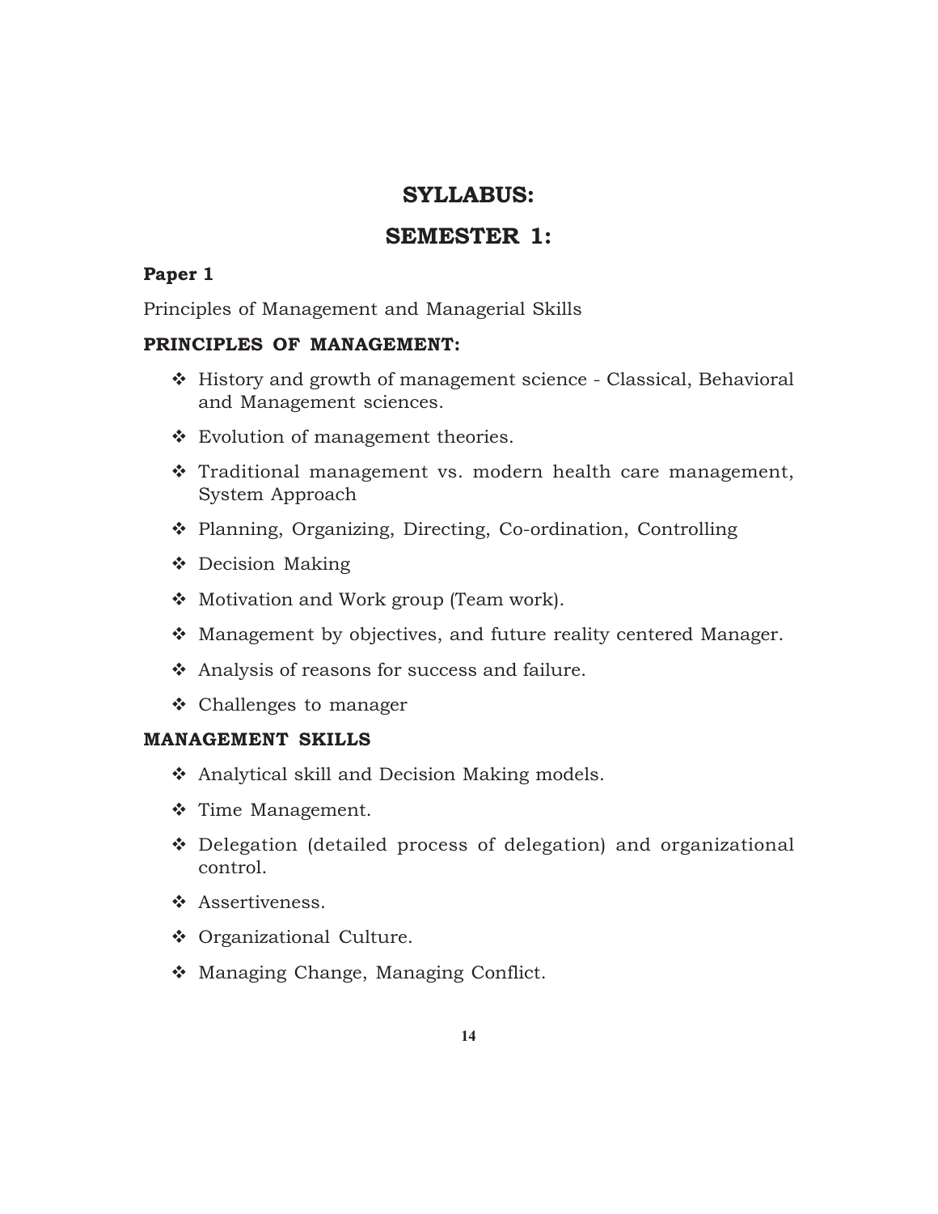# SYLLABUS:

# SEMESTER 1:

### Paper 1

Principles of Management and Managerial Skills

### PRINCIPLES OF MANAGEMENT:

- History and growth of management science - Classical, Behavioral and Management sciences.
- Evolution of management theories.
- Traditional management vs. modern health care management, System Approach
- Planning, Organizing, Directing, Co-ordination, Controlling
- Decision Making
- Motivation and Work group (Team work).
- Management by objectives, and future reality centered Manager.
- Analysis of reasons for success and failure.
- Challenges to manager

### MANAGEMENT SKILLS

- Analytical skill and Decision Making models.
- Time Management.
- Delegation (detailed process of delegation) and organizational control.
- Assertiveness.
- Organizational Culture.
- Managing Change, Managing Conflict.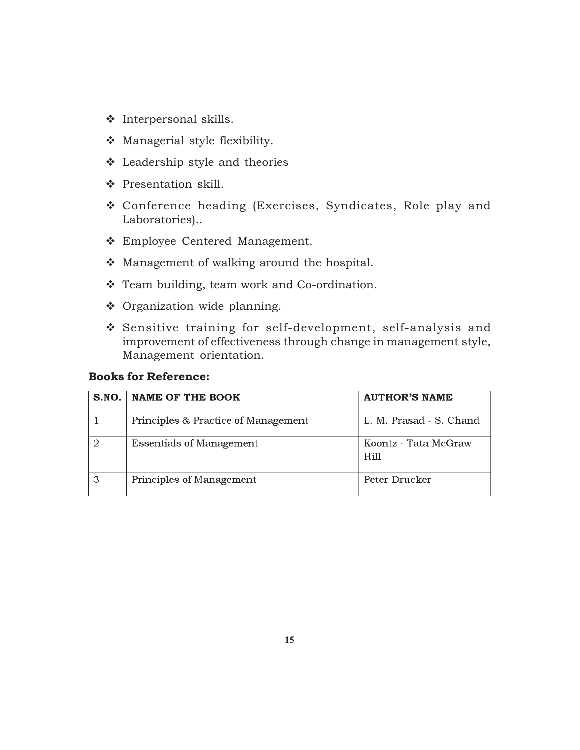- Interpersonal skills.
- Managerial style flexibility.
- Leadership style and theories
- Presentation skill.
- Conference heading (Exercises, Syndicates, Role play and Laboratories)..
- Employee Centered Management.
- Management of walking around the hospital.
- Team building, team work and Co-ordination.
- Organization wide planning.
- Sensitive training for self-development, self-analysis and improvement of effectiveness through change in management style, Management orientation.

**Books for Reference:**

| S.NO. | NAME OF THE BOOK | AUTHOR'S NAME |
|---|---|---|
| 1 | Principles & Practice of Management | L. M. Prasad - S. Chand |
| 2 | Essentials of Management | Koontz - Tata McGraw Hill |
| 3 | Principles of Management | Peter Drucker |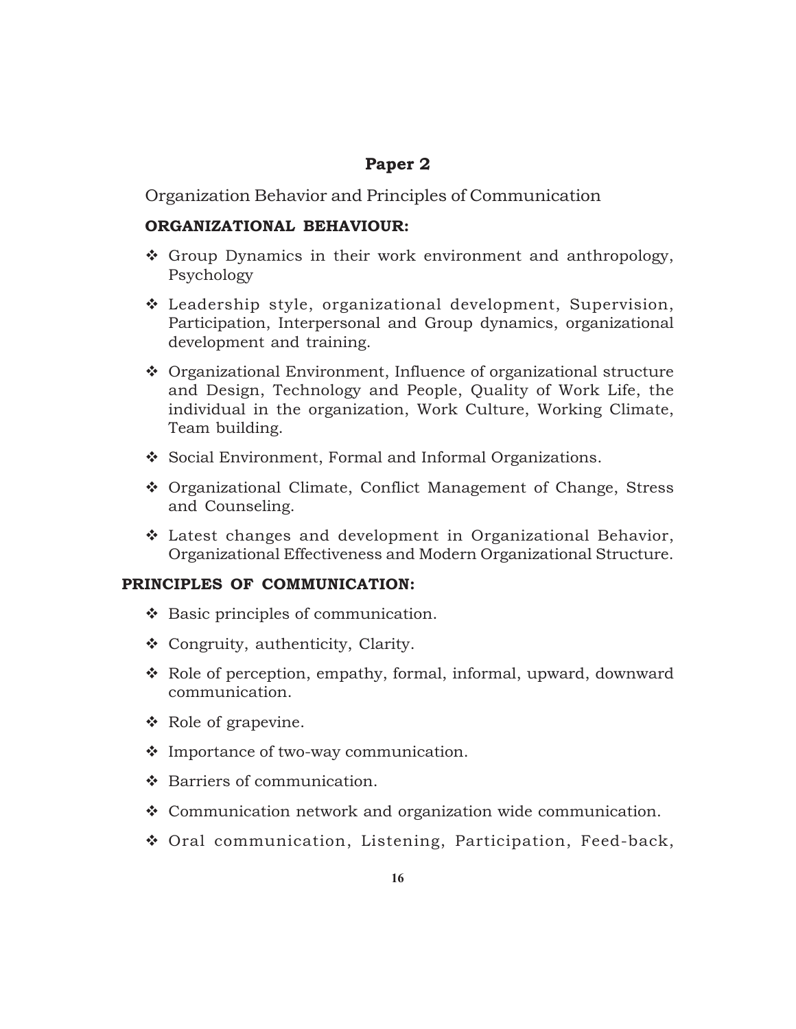## Paper 2

Organization Behavior and Principles of Communication

### ORGANIZATIONAL BEHAVIOUR:

- Group Dynamics in their work environment and anthropology, Psychology
- Leadership style, organizational development, Supervision, Participation, Interpersonal and Group dynamics, organizational development and training.
- Organizational Environment, Influence of organizational structure and Design, Technology and People, Quality of Work Life, the individual in the organization, Work Culture, Working Climate, Team building.
- Social Environment, Formal and Informal Organizations.
- Organizational Climate, Conflict Management of Change, Stress and Counseling.
- Latest changes and development in Organizational Behavior, Organizational Effectiveness and Modern Organizational Structure.

### PRINCIPLES OF COMMUNICATION:

- Basic principles of communication.
- Congruity, authenticity, Clarity.
- Role of perception, empathy, formal, informal, upward, downward communication.
- Role of grapevine.
- Importance of two-way communication.
- Barriers of communication.
- Communication network and organization wide communication.
- Oral communication, Listening, Participation, Feed-back,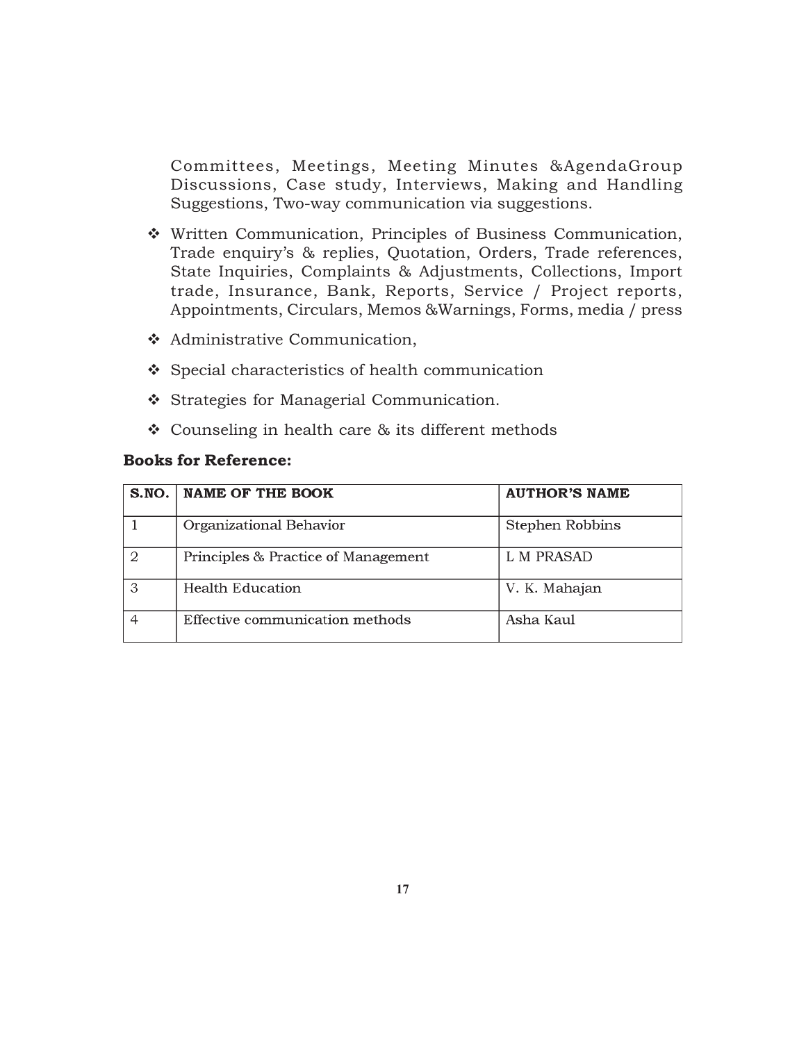Committees, Meetings, Meeting Minutes &AgendaGroup Discussions, Case study, Interviews, Making and Handling Suggestions, Two-way communication via suggestions.

- Written Communication, Principles of Business Communication, Trade enquiry's & replies, Quotation, Orders, Trade references, State Inquiries, Complaints & Adjustments, Collections, Import trade, Insurance, Bank, Reports, Service / Project reports, Appointments, Circulars, Memos &Warnings, Forms, media / press
- Administrative Communication,
- Special characteristics of health communication
- Strategies for Managerial Communication.
- Counseling in health care & its different methods

**Books for Reference:**

| S.NO. | NAME OF THE BOOK | AUTHOR'S NAME |
|---|---|---|
| 1 | Organizational Behavior | Stephen Robbins |
| 2 | Principles & Practice of Management | L M PRASAD |
| 3 | Health Education | V. K. Mahajan |
| 4 | Effective communication methods | Asha Kaul |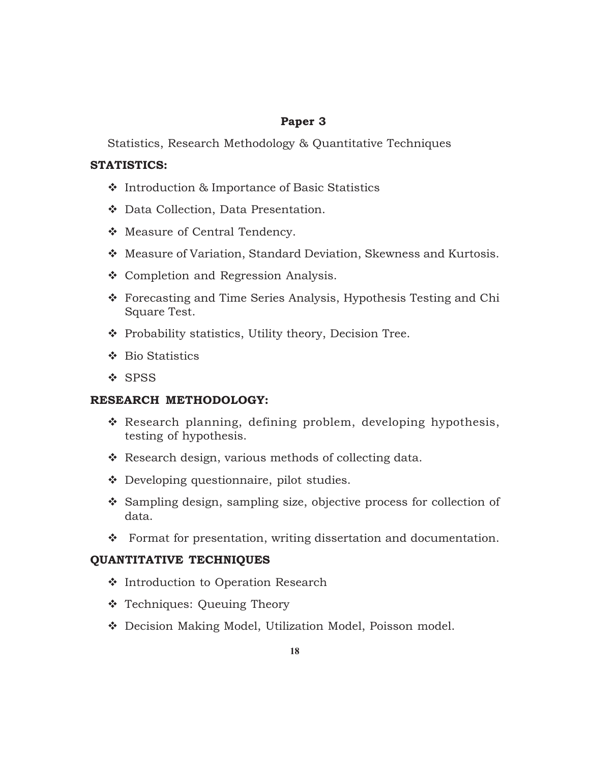## Paper 3

Statistics, Research Methodology & Quantitative Techniques

### STATISTICS:

- Introduction & Importance of Basic Statistics
- Data Collection, Data Presentation.
- Measure of Central Tendency.
- Measure of Variation, Standard Deviation, Skewness and Kurtosis.
- Completion and Regression Analysis.
- Forecasting and Time Series Analysis, Hypothesis Testing and Chi Square Test.
- Probability statistics, Utility theory, Decision Tree.
- Bio Statistics
- SPSS

### RESEARCH METHODOLOGY:

- Research planning, defining problem, developing hypothesis, testing of hypothesis.
- Research design, various methods of collecting data.
- Developing questionnaire, pilot studies.
- Sampling design, sampling size, objective process for collection of data.
- Format for presentation, writing dissertation and documentation.

### QUANTITATIVE TECHNIQUES

- Introduction to Operation Research
- Techniques: Queuing Theory
- Decision Making Model, Utilization Model, Poisson model.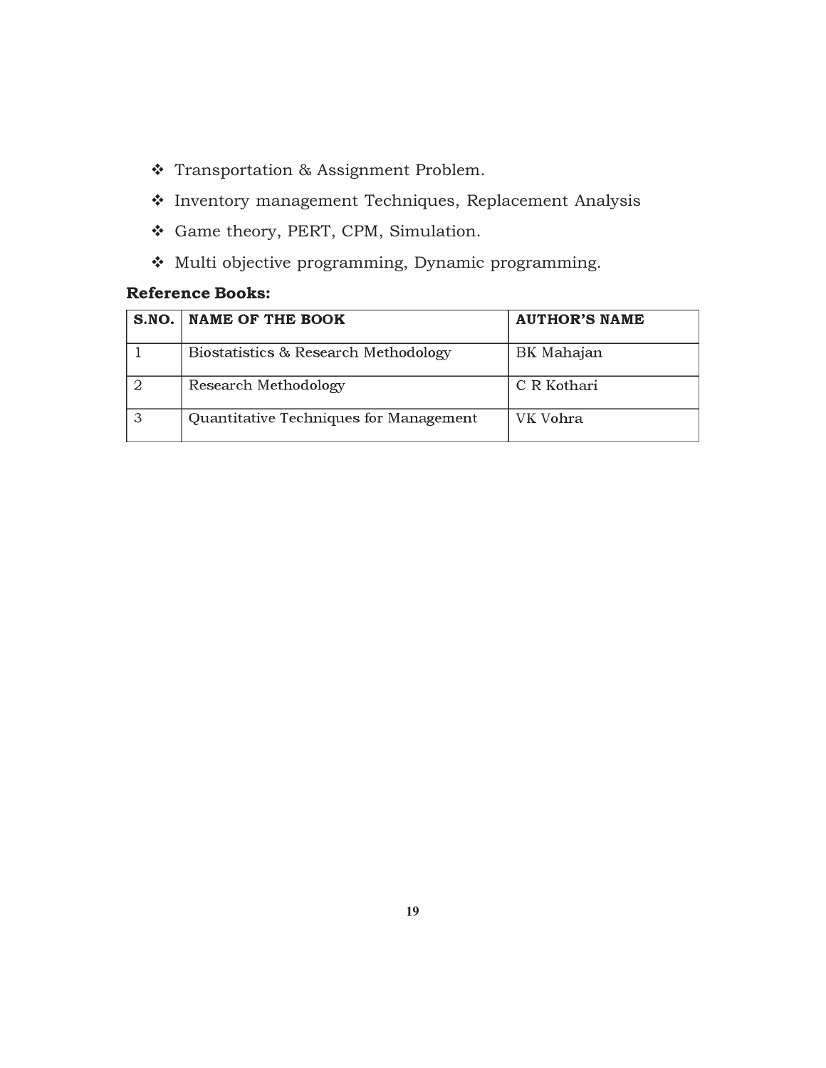- Transportation & Assignment Problem.
- Inventory management Techniques, Replacement Analysis
- Game theory, PERT, CPM, Simulation.
- Multi objective programming, Dynamic programming.

**Reference Books:**

| S.NO. | NAME OF THE BOOK | AUTHOR'S NAME |
|---|---|---|
| 1 | Biostatistics & Research Methodology | BK Mahajan |
| 2 | Research Methodology | C R Kothari |
| 3 | Quantitative Techniques for Management | VK Vohra |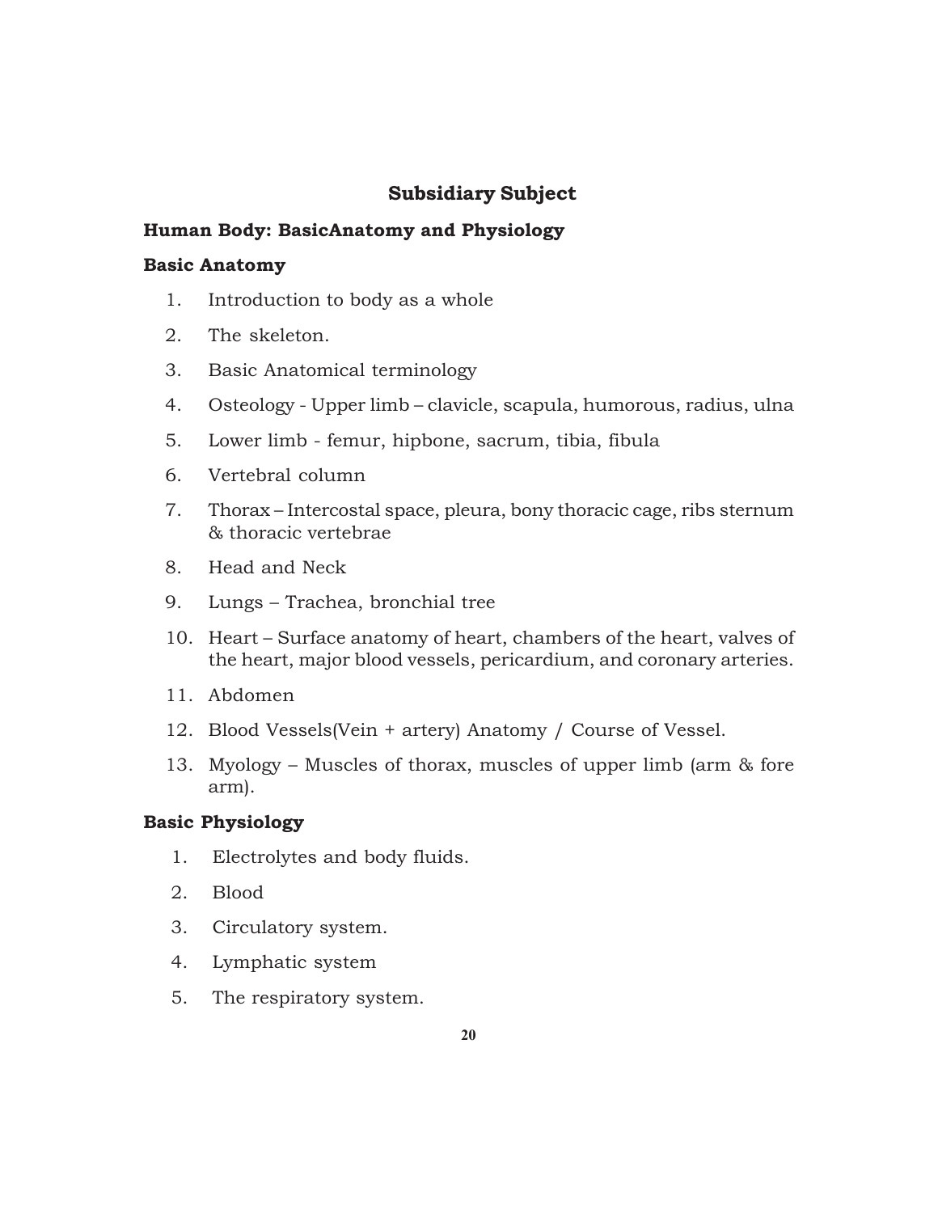## Subsidiary Subject

### Human Body: BasicAnatomy and Physiology

#### Basic Anatomy

1. Introduction to body as a whole
2. The skeleton.
3. Basic Anatomical terminology
4. Osteology - Upper limb – clavicle, scapula, humorous, radius, ulna
5. Lower limb - femur, hipbone, sacrum, tibia, fibula
6. Vertebral column
7. Thorax – Intercostal space, pleura, bony thoracic cage, ribs sternum & thoracic vertebrae
8. Head and Neck
9. Lungs – Trachea, bronchial tree
10. Heart – Surface anatomy of heart, chambers of the heart, valves of the heart, major blood vessels, pericardium, and coronary arteries.
11. Abdomen
12. Blood Vessels(Vein + artery) Anatomy / Course of Vessel.
13. Myology – Muscles of thorax, muscles of upper limb (arm & fore arm).

#### Basic Physiology

1. Electrolytes and body fluids.
2. Blood
3. Circulatory system.
4. Lymphatic system
5. The respiratory system.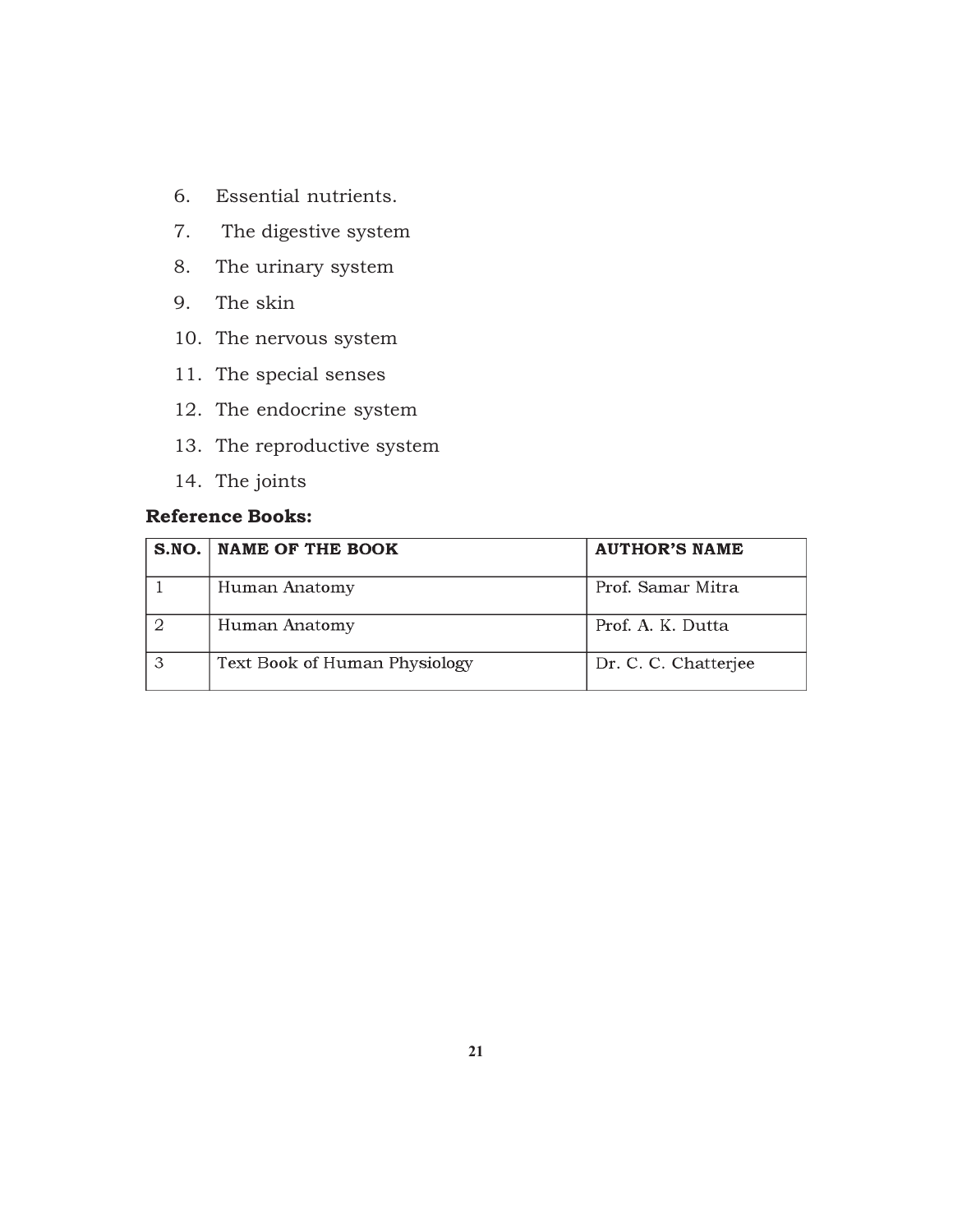6. Essential nutrients.
7. The digestive system
8. The urinary system
9. The skin
10. The nervous system
11. The special senses
12. The endocrine system
13. The reproductive system
14. The joints

**Reference Books:**

| S.NO. | NAME OF THE BOOK | AUTHOR'S NAME |
|---|---|---|
| 1 | Human Anatomy | Prof. Samar Mitra |
| 2 | Human Anatomy | Prof. A. K. Dutta |
| 3 | Text Book of Human Physiology | Dr. C. C. Chatterjee |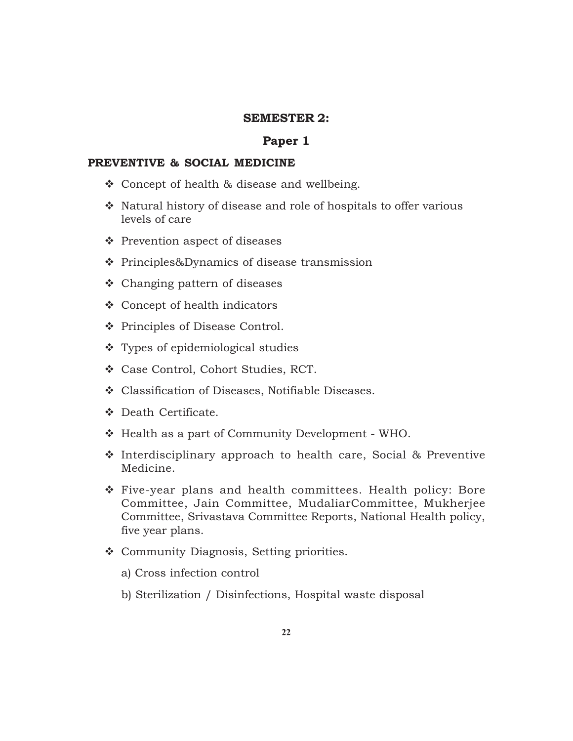## SEMESTER 2:

## Paper 1

### PREVENTIVE & SOCIAL MEDICINE

- Concept of health & disease and wellbeing.
- Natural history of disease and role of hospitals to offer various levels of care
- Prevention aspect of diseases
- Principles&Dynamics of disease transmission
- Changing pattern of diseases
- Concept of health indicators
- Principles of Disease Control.
- Types of epidemiological studies
- Case Control, Cohort Studies, RCT.
- Classification of Diseases, Notifiable Diseases.
- Death Certificate.
- Health as a part of Community Development - WHO.
- Interdisciplinary approach to health care, Social & Preventive Medicine.
- Five-year plans and health committees. Health policy: Bore Committee, Jain Committee, MudaliarCommittee, Mukherjee Committee, Srivastava Committee Reports, National Health policy, five year plans.
- Community Diagnosis, Setting priorities.

  a) Cross infection control

  b) Sterilization / Disinfections, Hospital waste disposal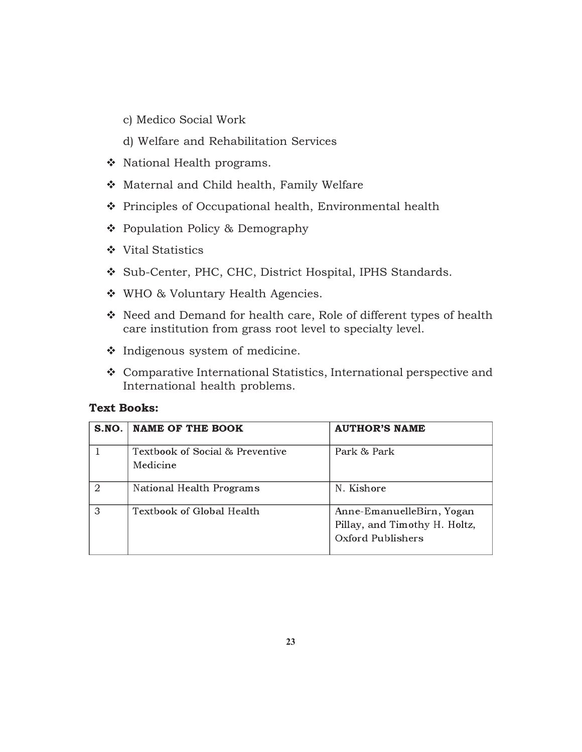c) Medico Social Work

d) Welfare and Rehabilitation Services

- National Health programs.
- Maternal and Child health, Family Welfare
- Principles of Occupational health, Environmental health
- Population Policy & Demography
- Vital Statistics
- Sub-Center, PHC, CHC, District Hospital, IPHS Standards.
- WHO & Voluntary Health Agencies.
- Need and Demand for health care, Role of different types of health care institution from grass root level to specialty level.
- Indigenous system of medicine.
- Comparative International Statistics, International perspective and International health problems.

**Text Books:**

| S.NO. | NAME OF THE BOOK | AUTHOR'S NAME |
|---|---|---|
| 1 | Textbook of Social & Preventive Medicine | Park & Park |
| 2 | National Health Programs | N. Kishore |
| 3 | Textbook of Global Health | Anne-EmanuelleBirn, Yogan Pillay, and Timothy H. Holtz, Oxford Publishers |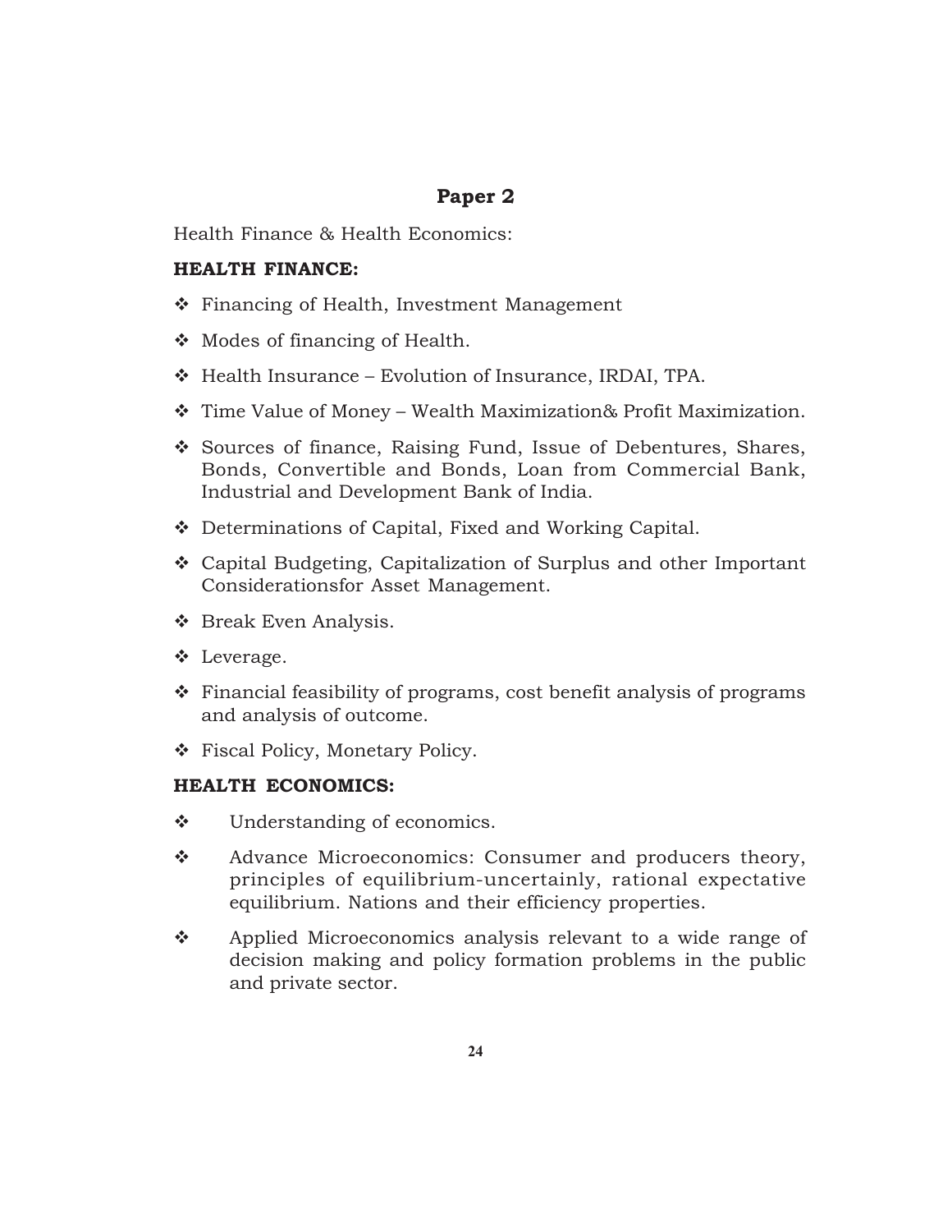## Paper 2

Health Finance & Health Economics:

### HEALTH FINANCE:

- Financing of Health, Investment Management
- Modes of financing of Health.
- Health Insurance – Evolution of Insurance, IRDAI, TPA.
- Time Value of Money – Wealth Maximization& Profit Maximization.
- Sources of finance, Raising Fund, Issue of Debentures, Shares, Bonds, Convertible and Bonds, Loan from Commercial Bank, Industrial and Development Bank of India.
- Determinations of Capital, Fixed and Working Capital.
- Capital Budgeting, Capitalization of Surplus and other Important Considerationsfor Asset Management.
- Break Even Analysis.
- Leverage.
- Financial feasibility of programs, cost benefit analysis of programs and analysis of outcome.
- Fiscal Policy, Monetary Policy.

### HEALTH ECONOMICS:

- Understanding of economics.
- Advance Microeconomics: Consumer and producers theory, principles of equilibrium-uncertainly, rational expectative equilibrium. Nations and their efficiency properties.
- Applied Microeconomics analysis relevant to a wide range of decision making and policy formation problems in the public and private sector.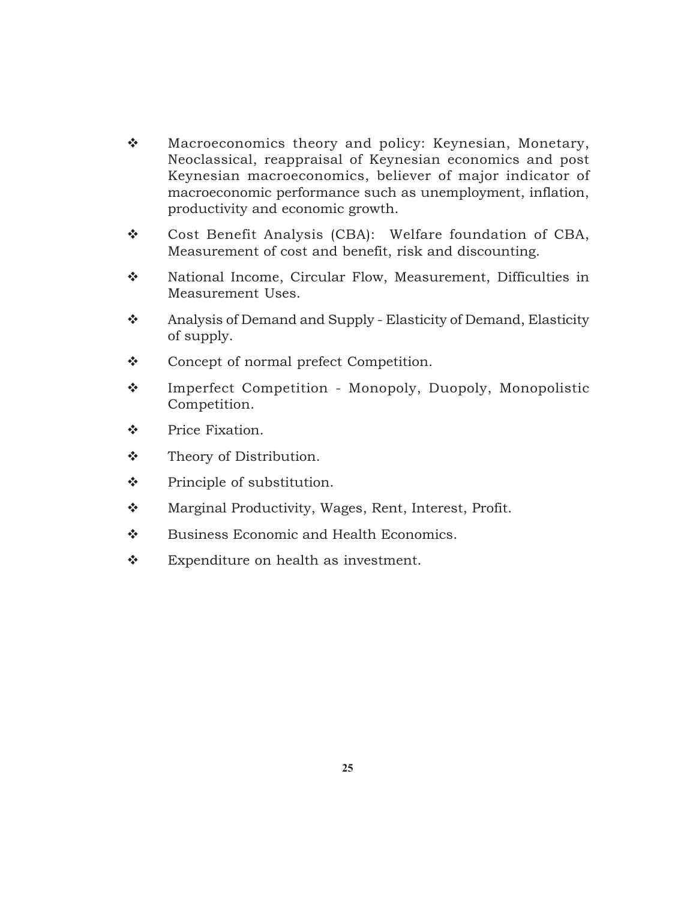- Macroeconomics theory and policy: Keynesian, Monetary, Neoclassical, reappraisal of Keynesian economics and post Keynesian macroeconomics, believer of major indicator of macroeconomic performance such as unemployment, inflation, productivity and economic growth.
- Cost Benefit Analysis (CBA): Welfare foundation of CBA, Measurement of cost and benefit, risk and discounting.
- National Income, Circular Flow, Measurement, Difficulties in Measurement Uses.
- Analysis of Demand and Supply - Elasticity of Demand, Elasticity of supply.
- Concept of normal prefect Competition.
- Imperfect Competition - Monopoly, Duopoly, Monopolistic Competition.
- Price Fixation.
- Theory of Distribution.
- Principle of substitution.
- Marginal Productivity, Wages, Rent, Interest, Profit.
- Business Economic and Health Economics.
- Expenditure on health as investment.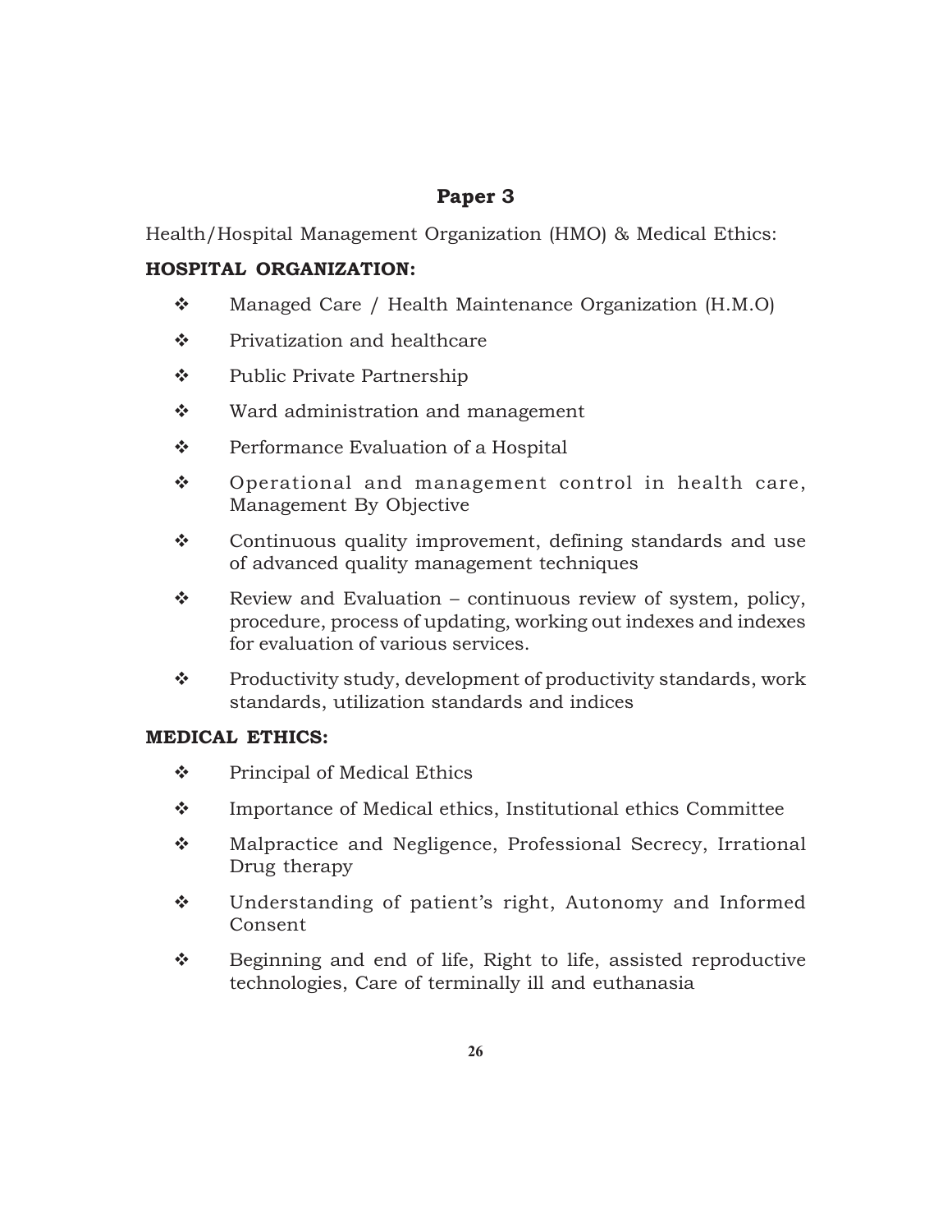## Paper 3

Health/Hospital Management Organization (HMO) & Medical Ethics:

### HOSPITAL ORGANIZATION:

- Managed Care / Health Maintenance Organization (H.M.O)
- Privatization and healthcare
- Public Private Partnership
- Ward administration and management
- Performance Evaluation of a Hospital
- Operational and management control in health care, Management By Objective
- Continuous quality improvement, defining standards and use of advanced quality management techniques
- Review and Evaluation – continuous review of system, policy, procedure, process of updating, working out indexes and indexes for evaluation of various services.
- Productivity study, development of productivity standards, work standards, utilization standards and indices

### MEDICAL ETHICS:

- Principal of Medical Ethics
- Importance of Medical ethics, Institutional ethics Committee
- Malpractice and Negligence, Professional Secrecy, Irrational Drug therapy
- Understanding of patient's right, Autonomy and Informed Consent
- Beginning and end of life, Right to life, assisted reproductive technologies, Care of terminally ill and euthanasia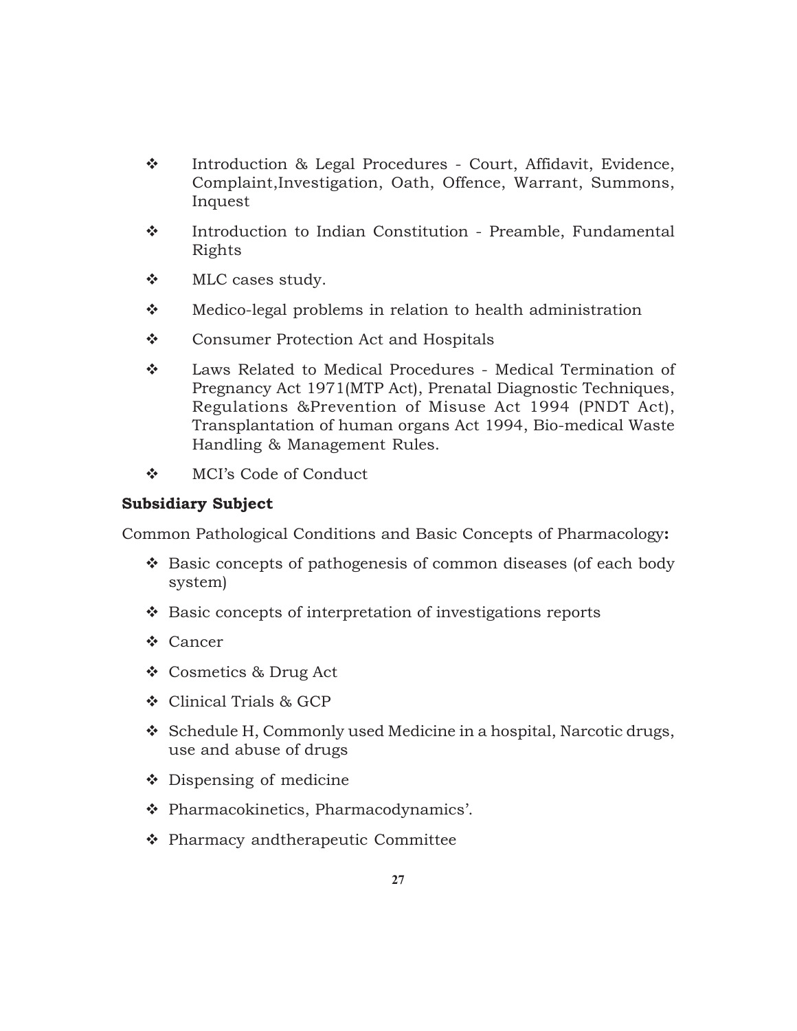- Introduction & Legal Procedures - Court, Affidavit, Evidence, Complaint,Investigation, Oath, Offence, Warrant, Summons, Inquest
- Introduction to Indian Constitution - Preamble, Fundamental Rights
- MLC cases study.
- Medico-legal problems in relation to health administration
- Consumer Protection Act and Hospitals
- Laws Related to Medical Procedures - Medical Termination of Pregnancy Act 1971(MTP Act), Prenatal Diagnostic Techniques, Regulations &Prevention of Misuse Act 1994 (PNDT Act), Transplantation of human organs Act 1994, Bio-medical Waste Handling & Management Rules.
- MCI's Code of Conduct

**Subsidiary Subject**

Common Pathological Conditions and Basic Concepts of Pharmacology**:**

- Basic concepts of pathogenesis of common diseases (of each body system)
- Basic concepts of interpretation of investigations reports
- Cancer
- Cosmetics & Drug Act
- Clinical Trials & GCP
- Schedule H, Commonly used Medicine in a hospital, Narcotic drugs, use and abuse of drugs
- Dispensing of medicine
- Pharmacokinetics, Pharmacodynamics'.
- Pharmacy andtherapeutic Committee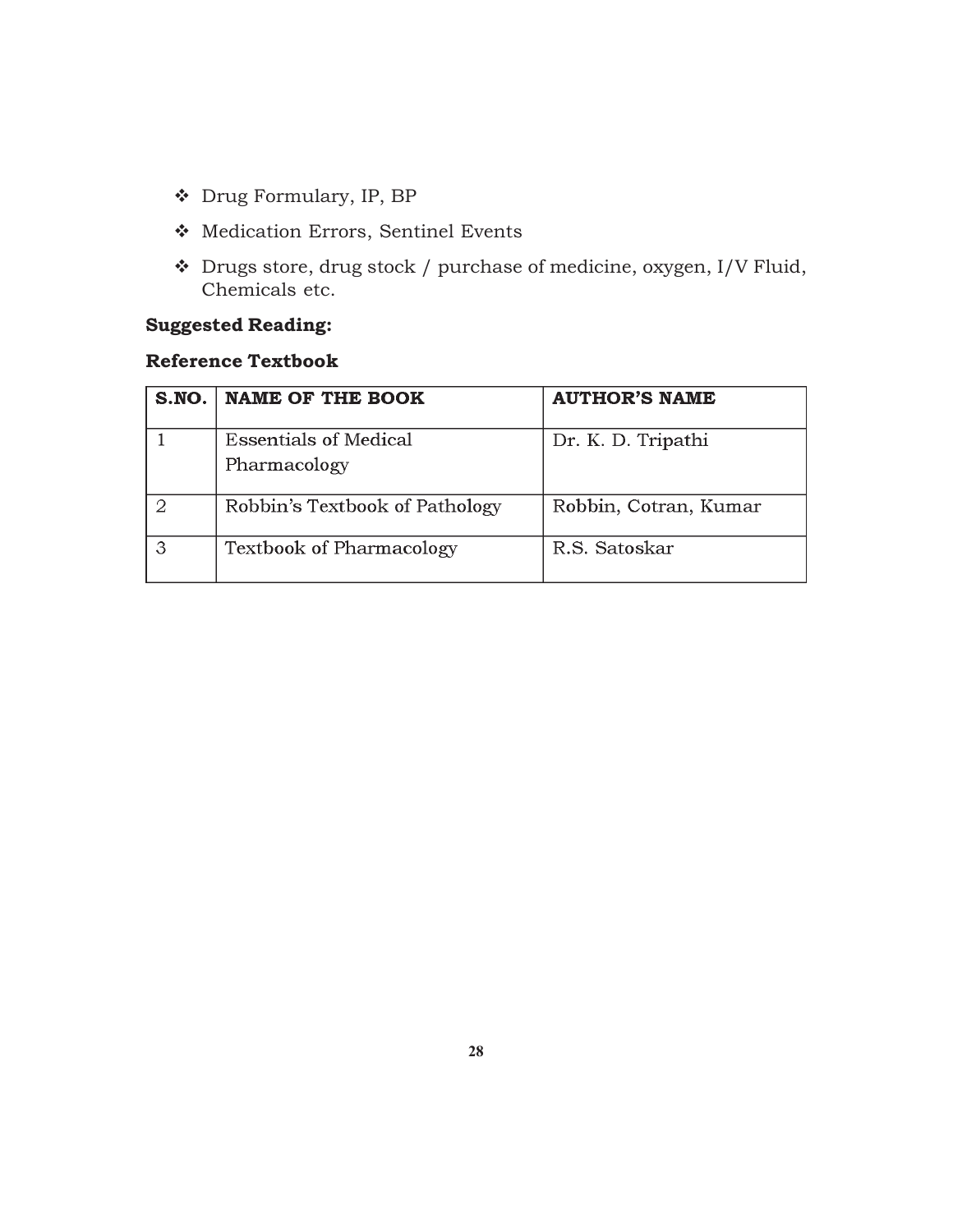- Drug Formulary, IP, BP
- Medication Errors, Sentinel Events
- Drugs store, drug stock / purchase of medicine, oxygen, I/V Fluid, Chemicals etc.

**Suggested Reading:**

**Reference Textbook**

| S.NO. | NAME OF THE BOOK | AUTHOR'S NAME |
|---|---|---|
| 1 | Essentials of Medical Pharmacology | Dr. K. D. Tripathi |
| 2 | Robbin's Textbook of Pathology | Robbin, Cotran, Kumar |
| 3 | Textbook of Pharmacology | R.S. Satoskar |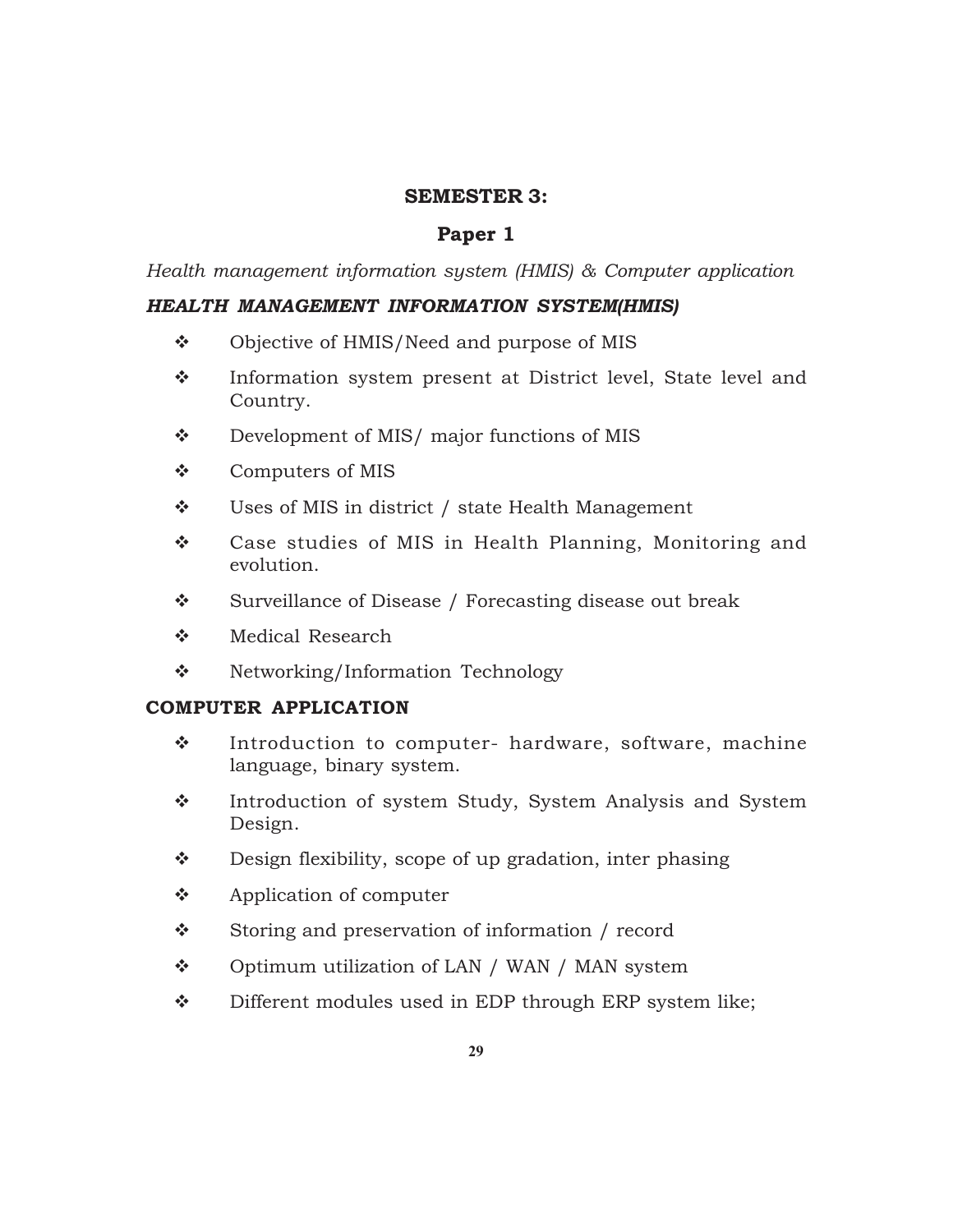## SEMESTER 3:

## Paper 1

*Health management information system (HMIS) & Computer application*

### *HEALTH MANAGEMENT INFORMATION SYSTEM(HMIS)*

- Objective of HMIS/Need and purpose of MIS
- Information system present at District level, State level and Country.
- Development of MIS/ major functions of MIS
- Computers of MIS
- Uses of MIS in district / state Health Management
- Case studies of MIS in Health Planning, Monitoring and evolution.
- Surveillance of Disease / Forecasting disease out break
- Medical Research
- Networking/Information Technology

### COMPUTER APPLICATION

- Introduction to computer- hardware, software, machine language, binary system.
- Introduction of system Study, System Analysis and System Design.
- Design flexibility, scope of up gradation, inter phasing
- Application of computer
- Storing and preservation of information / record
- Optimum utilization of LAN / WAN / MAN system
- Different modules used in EDP through ERP system like;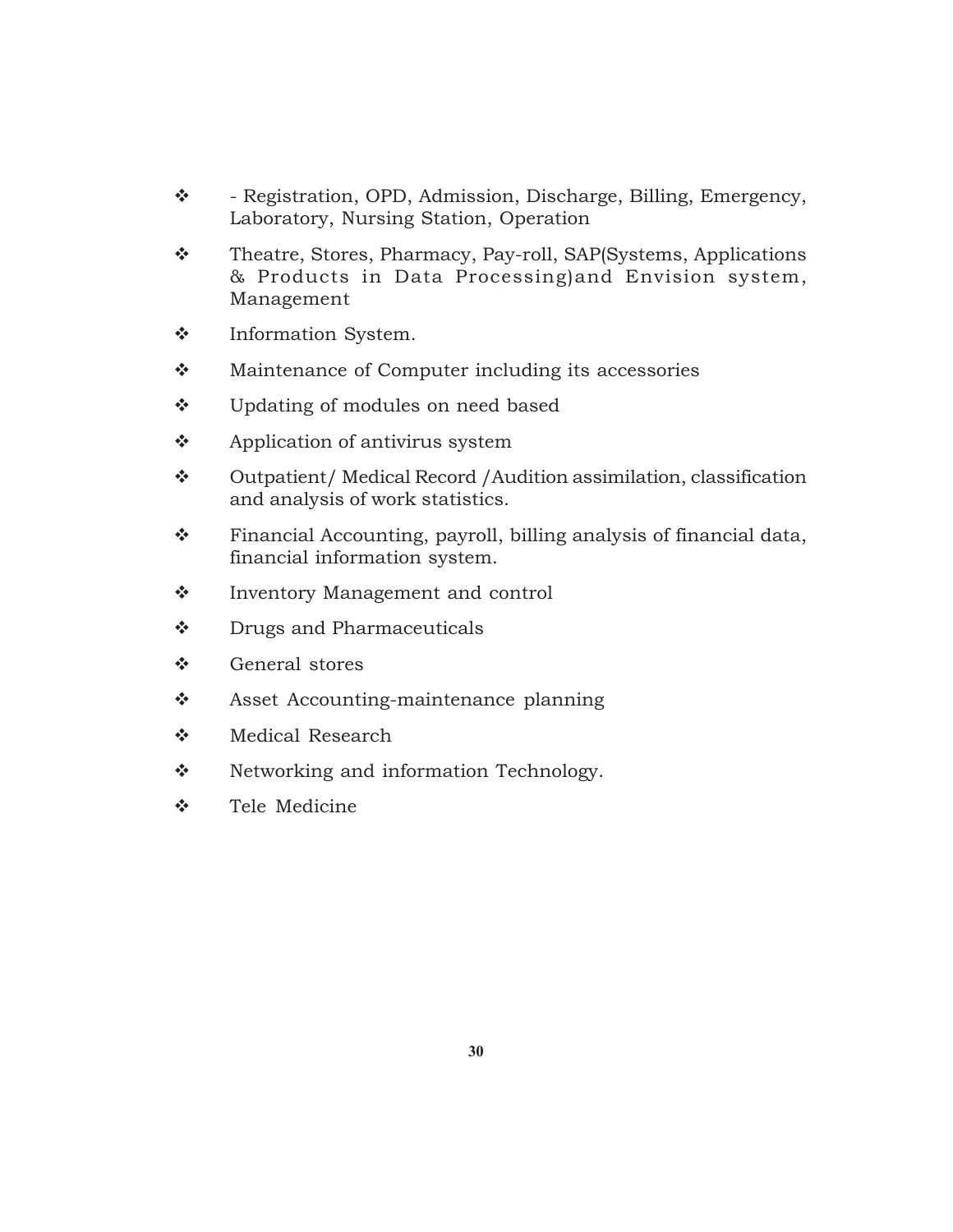- - Registration, OPD, Admission, Discharge, Billing, Emergency, Laboratory, Nursing Station, Operation
- Theatre, Stores, Pharmacy, Pay-roll, SAP(Systems, Applications & Products in Data Processing)and Envision system, Management
- Information System.
- Maintenance of Computer including its accessories
- Updating of modules on need based
- Application of antivirus system
- Outpatient/ Medical Record /Audition assimilation, classification and analysis of work statistics.
- Financial Accounting, payroll, billing analysis of financial data, financial information system.
- Inventory Management and control
- Drugs and Pharmaceuticals
- General stores
- Asset Accounting-maintenance planning
- Medical Research
- Networking and information Technology.
- Tele Medicine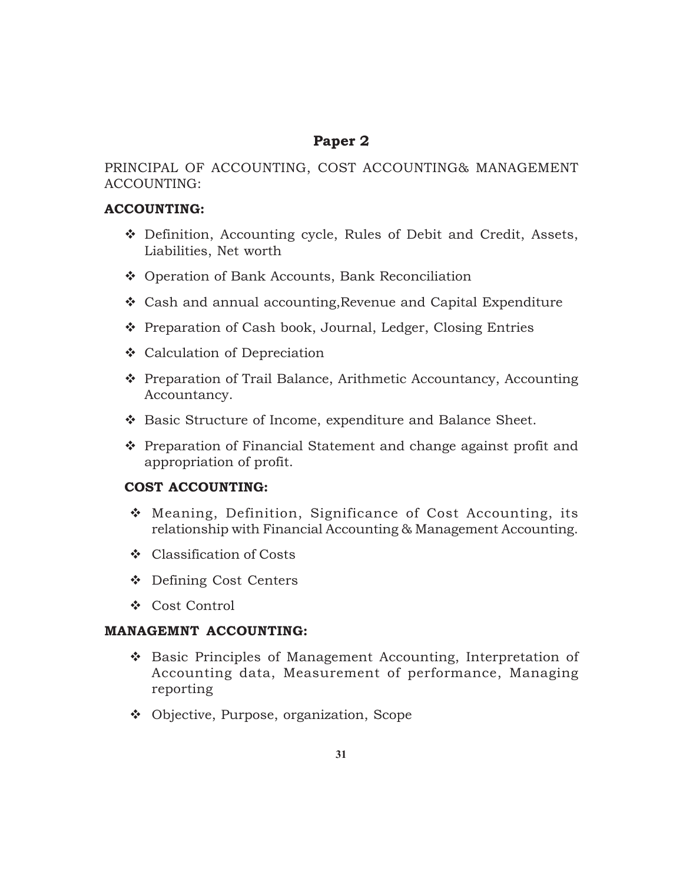## Paper 2

PRINCIPAL OF ACCOUNTING, COST ACCOUNTING& MANAGEMENT ACCOUNTING:

### ACCOUNTING:

- Definition, Accounting cycle, Rules of Debit and Credit, Assets, Liabilities, Net worth
- Operation of Bank Accounts, Bank Reconciliation
- Cash and annual accounting,Revenue and Capital Expenditure
- Preparation of Cash book, Journal, Ledger, Closing Entries
- Calculation of Depreciation
- Preparation of Trail Balance, Arithmetic Accountancy, Accounting Accountancy.
- Basic Structure of Income, expenditure and Balance Sheet.
- Preparation of Financial Statement and change against profit and appropriation of profit.

### COST ACCOUNTING:

- Meaning, Definition, Significance of Cost Accounting, its relationship with Financial Accounting & Management Accounting.
- Classification of Costs
- Defining Cost Centers
- Cost Control

### MANAGEMNT ACCOUNTING:

- Basic Principles of Management Accounting, Interpretation of Accounting data, Measurement of performance, Managing reporting
- Objective, Purpose, organization, Scope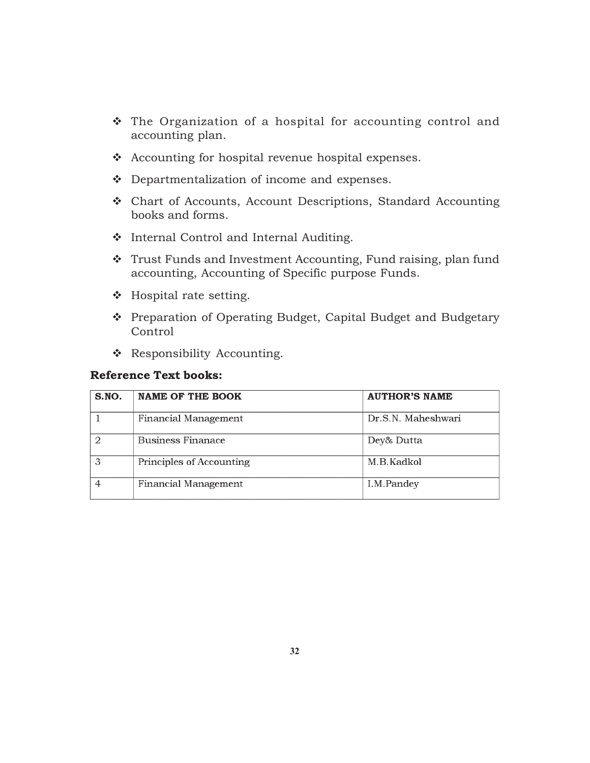- ❖ The Organization of a hospital for accounting control and accounting plan.
- ❖ Accounting for hospital revenue hospital expenses.
- ❖ Departmentalization of income and expenses.
- ❖ Chart of Accounts, Account Descriptions, Standard Accounting books and forms.
- ❖ Internal Control and Internal Auditing.
- ❖ Trust Funds and Investment Accounting, Fund raising, plan fund accounting, Accounting of Specific purpose Funds.
- ❖ Hospital rate setting.
- ❖ Preparation of Operating Budget, Capital Budget and Budgetary Control
- ❖ Responsibility Accounting.

**Reference Text books:**

| S.NO. | NAME OF THE BOOK | AUTHOR'S NAME |
|---|---|---|
| 1 | Financial Management | Dr.S.N. Maheshwari |
| 2 | Business Finanace | Dey& Dutta |
| 3 | Principles of Accounting | M.B.Kadkol |
| 4 | Financial Management | I.M.Pandey |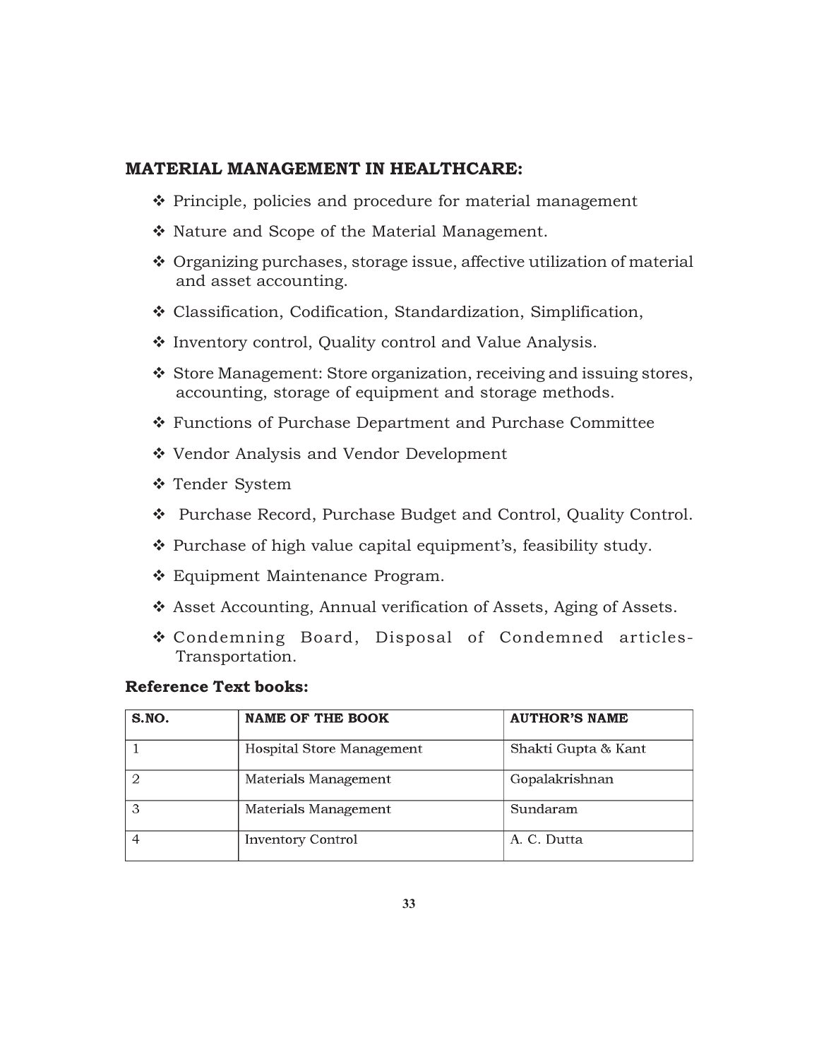## MATERIAL MANAGEMENT IN HEALTHCARE:

- Principle, policies and procedure for material management
- Nature and Scope of the Material Management.
- Organizing purchases, storage issue, affective utilization of material and asset accounting.
- Classification, Codification, Standardization, Simplification,
- Inventory control, Quality control and Value Analysis.
- Store Management: Store organization, receiving and issuing stores, accounting, storage of equipment and storage methods.
- Functions of Purchase Department and Purchase Committee
- Vendor Analysis and Vendor Development
- Tender System
- Purchase Record, Purchase Budget and Control, Quality Control.
- Purchase of high value capital equipment's, feasibility study.
- Equipment Maintenance Program.
- Asset Accounting, Annual verification of Assets, Aging of Assets.
- Condemning Board, Disposal of Condemned articles- Transportation.

**Reference Text books:**

| S.NO. | NAME OF THE BOOK | AUTHOR'S NAME |
|---|---|---|
| 1 | Hospital Store Management | Shakti Gupta & Kant |
| 2 | Materials Management | Gopalakrishnan |
| 3 | Materials Management | Sundaram |
| 4 | Inventory Control | A. C. Dutta |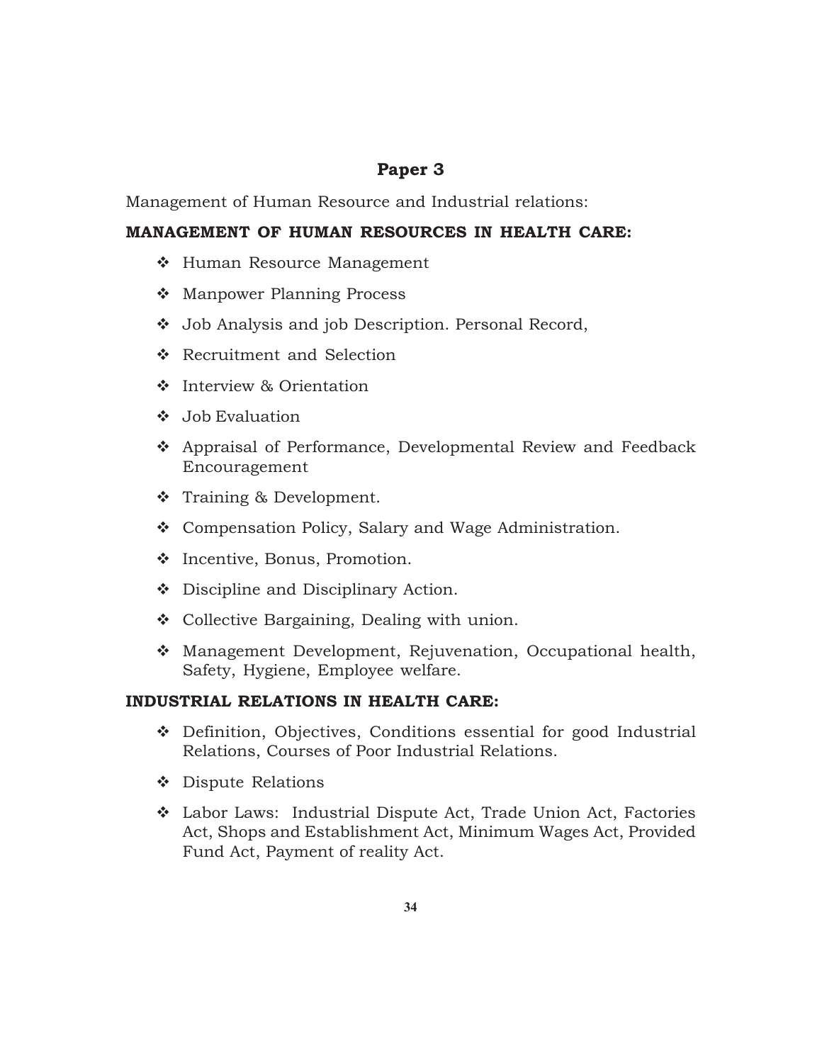## Paper 3

Management of Human Resource and Industrial relations:

### MANAGEMENT OF HUMAN RESOURCES IN HEALTH CARE:

- Human Resource Management
- Manpower Planning Process
- Job Analysis and job Description. Personal Record,
- Recruitment and Selection
- Interview & Orientation
- Job Evaluation
- Appraisal of Performance, Developmental Review and Feedback Encouragement
- Training & Development.
- Compensation Policy, Salary and Wage Administration.
- Incentive, Bonus, Promotion.
- Discipline and Disciplinary Action.
- Collective Bargaining, Dealing with union.
- Management Development, Rejuvenation, Occupational health, Safety, Hygiene, Employee welfare.

### INDUSTRIAL RELATIONS IN HEALTH CARE:

- Definition, Objectives, Conditions essential for good Industrial Relations, Courses of Poor Industrial Relations.
- Dispute Relations
- Labor Laws: Industrial Dispute Act, Trade Union Act, Factories Act, Shops and Establishment Act, Minimum Wages Act, Provided Fund Act, Payment of reality Act.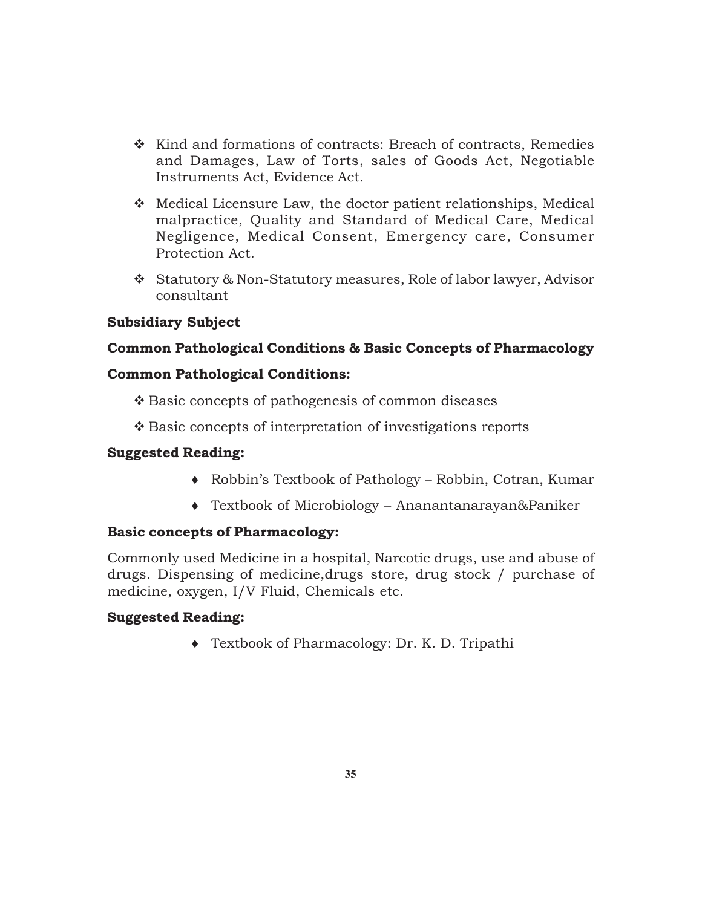- Kind and formations of contracts: Breach of contracts, Remedies and Damages, Law of Torts, sales of Goods Act, Negotiable Instruments Act, Evidence Act.
- Medical Licensure Law, the doctor patient relationships, Medical malpractice, Quality and Standard of Medical Care, Medical Negligence, Medical Consent, Emergency care, Consumer Protection Act.
- Statutory & Non-Statutory measures, Role of labor lawyer, Advisor consultant

**Subsidiary Subject**

**Common Pathological Conditions & Basic Concepts of Pharmacology**

**Common Pathological Conditions:**

- Basic concepts of pathogenesis of common diseases
- Basic concepts of interpretation of investigations reports

**Suggested Reading:**

- Robbin's Textbook of Pathology – Robbin, Cotran, Kumar
- Textbook of Microbiology – Ananantanarayan&Paniker

**Basic concepts of Pharmacology:**

Commonly used Medicine in a hospital, Narcotic drugs, use and abuse of drugs. Dispensing of medicine,drugs store, drug stock / purchase of medicine, oxygen, I/V Fluid, Chemicals etc.

**Suggested Reading:**

- Textbook of Pharmacology: Dr. K. D. Tripathi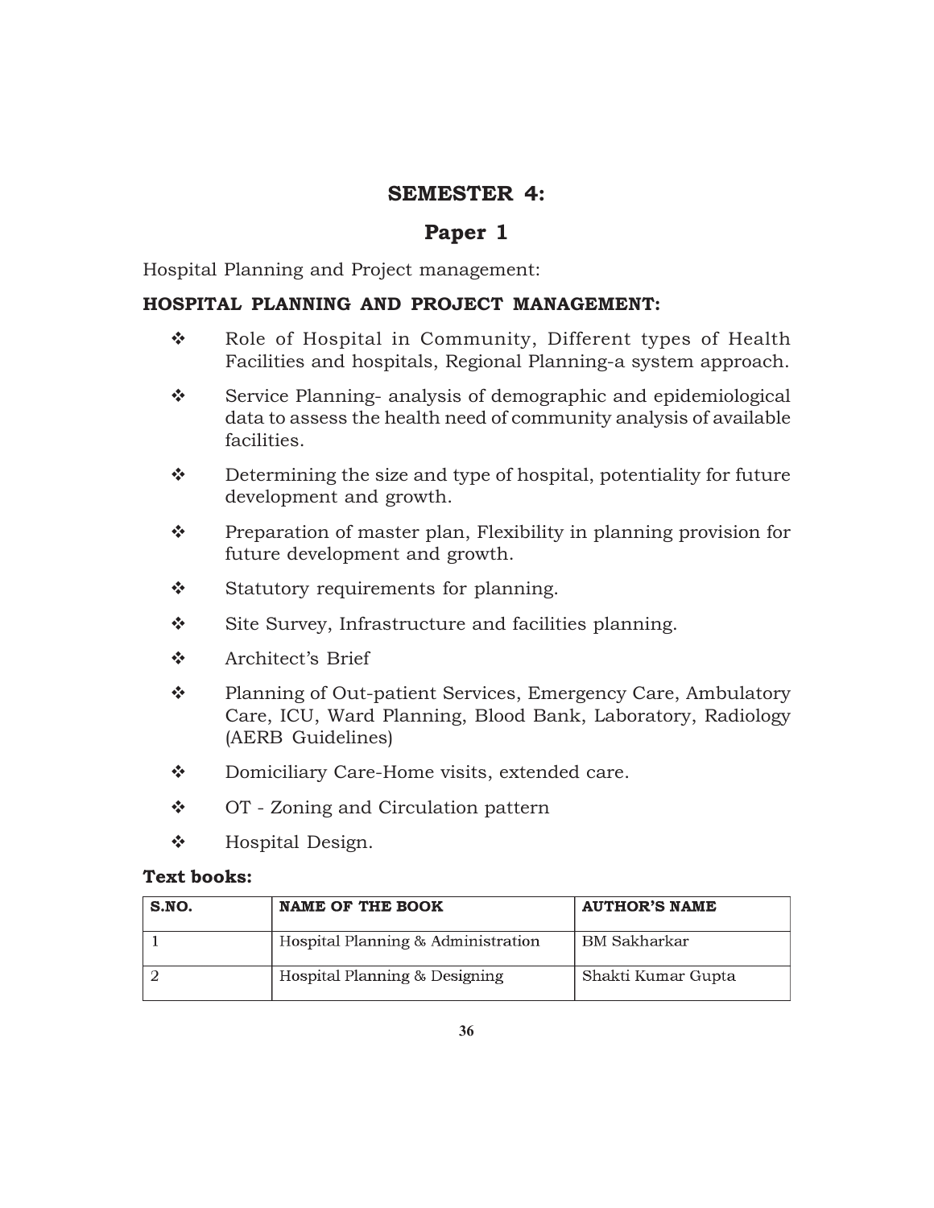## SEMESTER 4:

## Paper 1

Hospital Planning and Project management:

### HOSPITAL PLANNING AND PROJECT MANAGEMENT:

- Role of Hospital in Community, Different types of Health Facilities and hospitals, Regional Planning-a system approach.
- Service Planning- analysis of demographic and epidemiological data to assess the health need of community analysis of available facilities.
- Determining the size and type of hospital, potentiality for future development and growth.
- Preparation of master plan, Flexibility in planning provision for future development and growth.
- Statutory requirements for planning.
- Site Survey, Infrastructure and facilities planning.
- Architect's Brief
- Planning of Out-patient Services, Emergency Care, Ambulatory Care, ICU, Ward Planning, Blood Bank, Laboratory, Radiology (AERB Guidelines)
- Domiciliary Care-Home visits, extended care.
- OT - Zoning and Circulation pattern
- Hospital Design.

**Text books:**

| S.NO. | NAME OF THE BOOK | AUTHOR'S NAME |
| --- | --- | --- |
| 1 | Hospital Planning & Administration | BM Sakharkar |
| 2 | Hospital Planning & Designing | Shakti Kumar Gupta |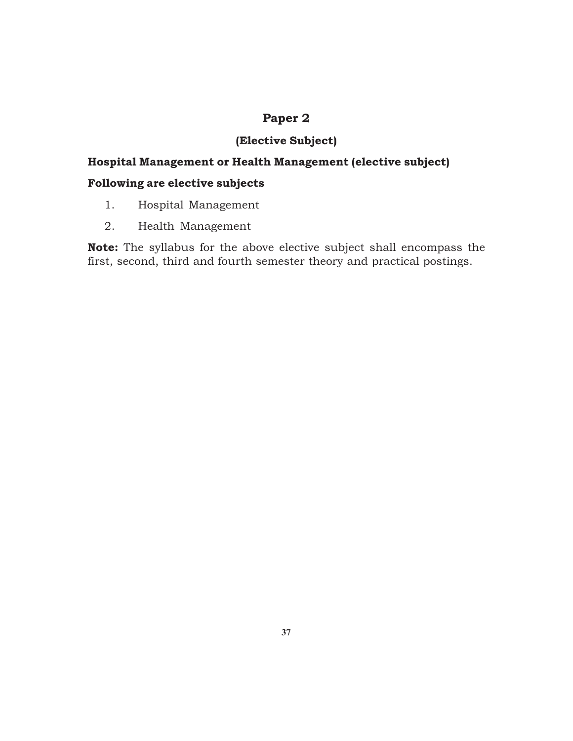# Paper 2

## (Elective Subject)

**Hospital Management or Health Management (elective subject)**

**Following are elective subjects**

1. Hospital Management
2. Health Management

**Note:** The syllabus for the above elective subject shall encompass the first, second, third and fourth semester theory and practical postings.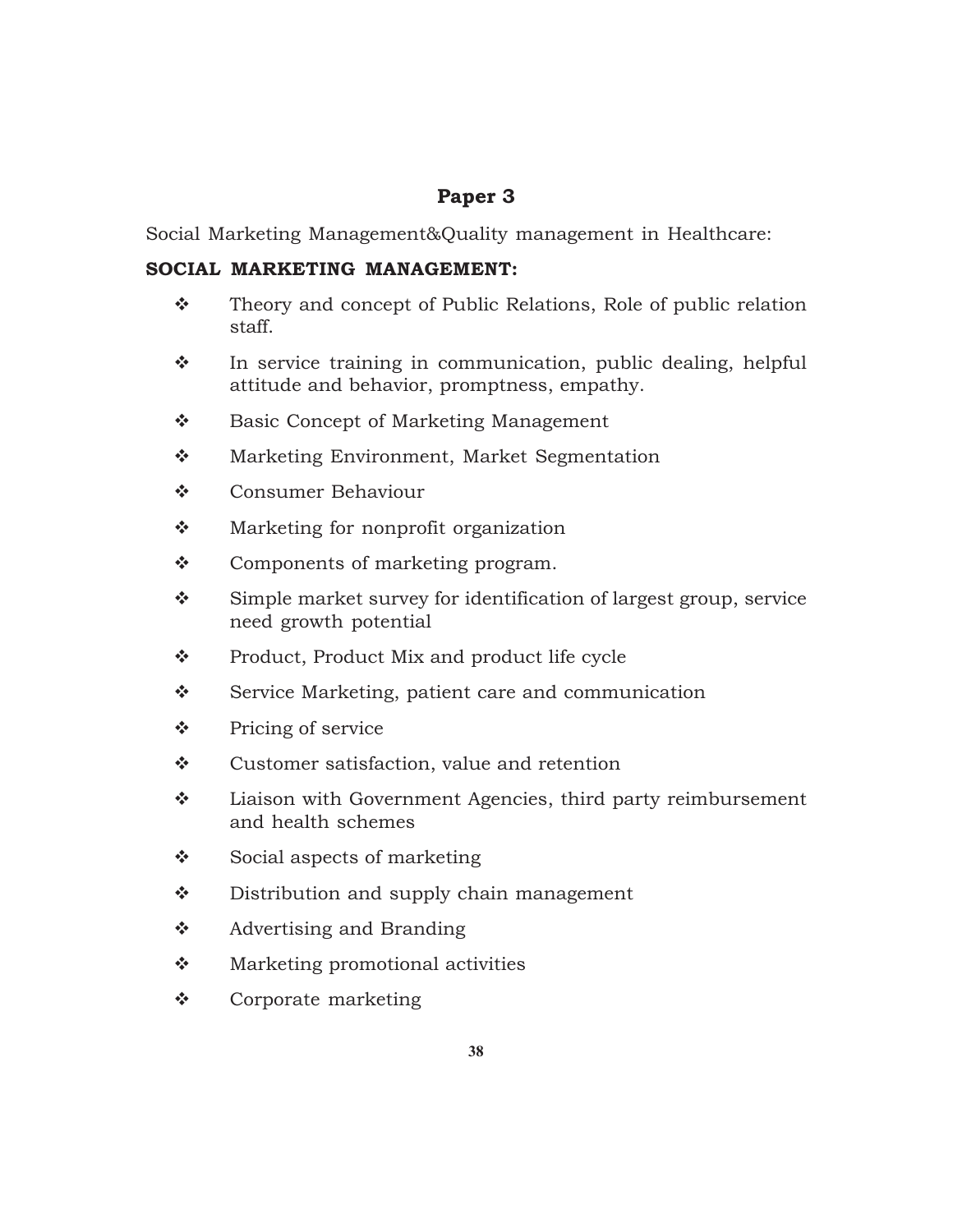## Paper 3

Social Marketing Management&Quality management in Healthcare:

**SOCIAL MARKETING MANAGEMENT:**

- Theory and concept of Public Relations, Role of public relation staff.
- In service training in communication, public dealing, helpful attitude and behavior, promptness, empathy.
- Basic Concept of Marketing Management
- Marketing Environment, Market Segmentation
- Consumer Behaviour
- Marketing for nonprofit organization
- Components of marketing program.
- Simple market survey for identification of largest group, service need growth potential
- Product, Product Mix and product life cycle
- Service Marketing, patient care and communication
- Pricing of service
- Customer satisfaction, value and retention
- Liaison with Government Agencies, third party reimbursement and health schemes
- Social aspects of marketing
- Distribution and supply chain management
- Advertising and Branding
- Marketing promotional activities
- Corporate marketing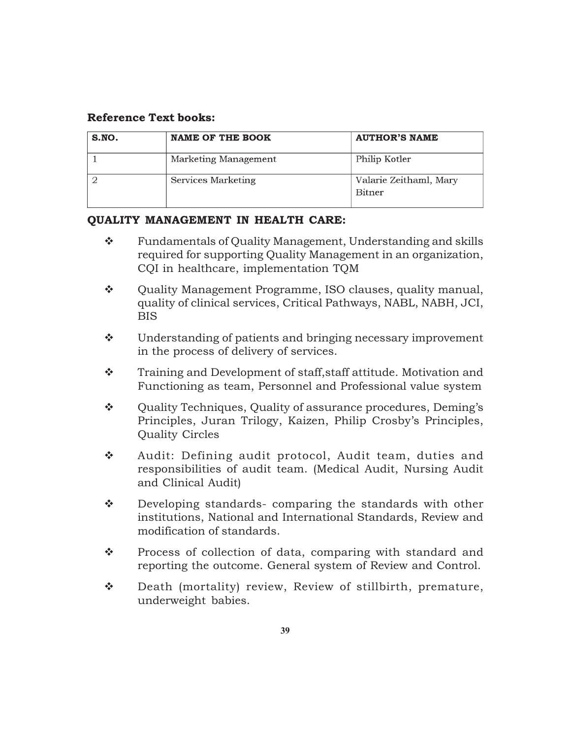**Reference Text books:**

| S.NO. | NAME OF THE BOOK | AUTHOR'S NAME |
|---|---|---|
| 1 | Marketing Management | Philip Kotler |
| 2 | Services Marketing | Valarie Zeithaml, Mary Bitner |

**QUALITY MANAGEMENT IN HEALTH CARE:**

- Fundamentals of Quality Management, Understanding and skills required for supporting Quality Management in an organization, CQI in healthcare, implementation TQM
- Quality Management Programme, ISO clauses, quality manual, quality of clinical services, Critical Pathways, NABL, NABH, JCI, BIS
- Understanding of patients and bringing necessary improvement in the process of delivery of services.
- Training and Development of staff,staff attitude. Motivation and Functioning as team, Personnel and Professional value system
- Quality Techniques, Quality of assurance procedures, Deming's Principles, Juran Trilogy, Kaizen, Philip Crosby's Principles, Quality Circles
- Audit: Defining audit protocol, Audit team, duties and responsibilities of audit team. (Medical Audit, Nursing Audit and Clinical Audit)
- Developing standards- comparing the standards with other institutions, National and International Standards, Review and modification of standards.
- Process of collection of data, comparing with standard and reporting the outcome. General system of Review and Control.
- Death (mortality) review, Review of stillbirth, premature, underweight babies.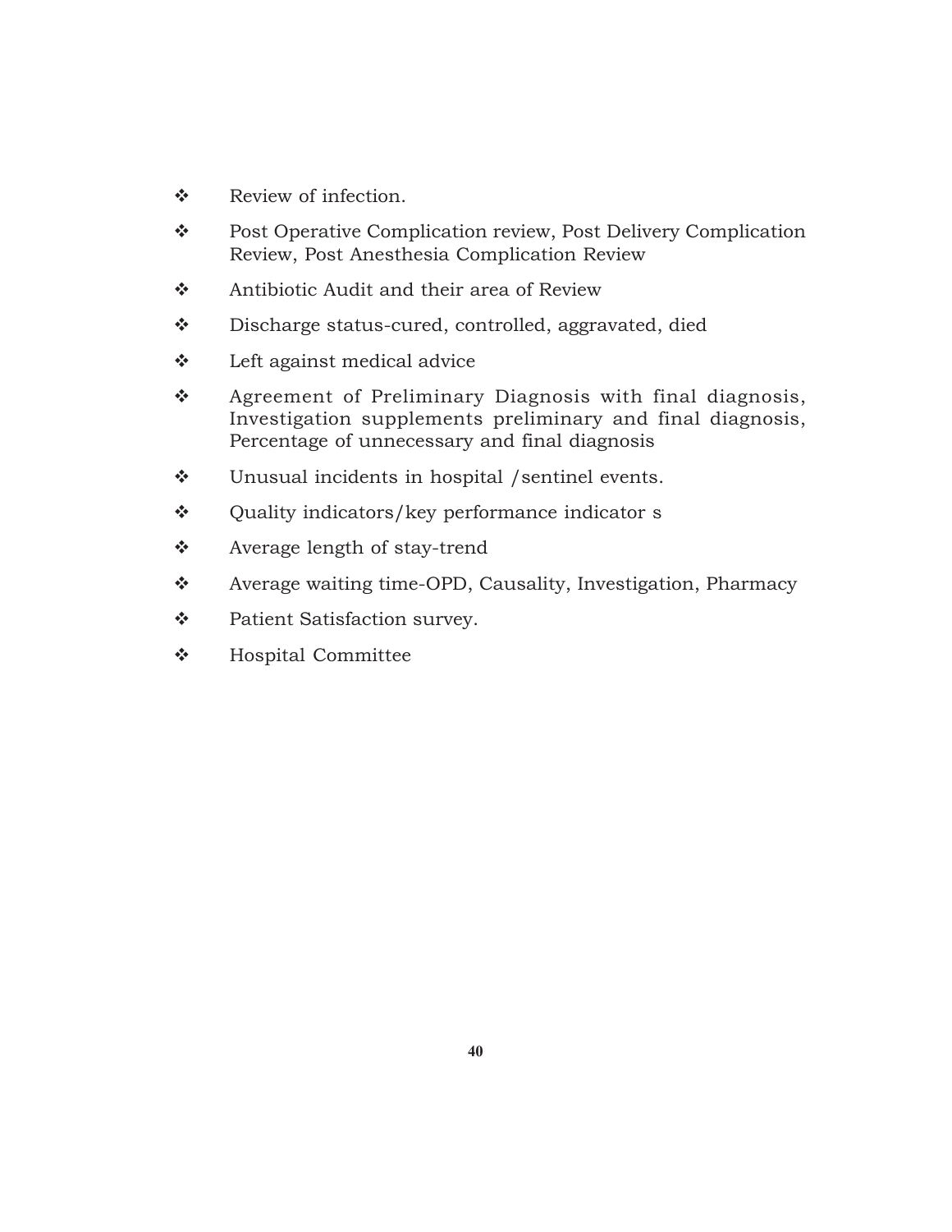- Review of infection.
- Post Operative Complication review, Post Delivery Complication Review, Post Anesthesia Complication Review
- Antibiotic Audit and their area of Review
- Discharge status-cured, controlled, aggravated, died
- Left against medical advice
- Agreement of Preliminary Diagnosis with final diagnosis, Investigation supplements preliminary and final diagnosis, Percentage of unnecessary and final diagnosis
- Unusual incidents in hospital /sentinel events.
- Quality indicators/key performance indicator s
- Average length of stay-trend
- Average waiting time-OPD, Causality, Investigation, Pharmacy
- Patient Satisfaction survey.
- Hospital Committee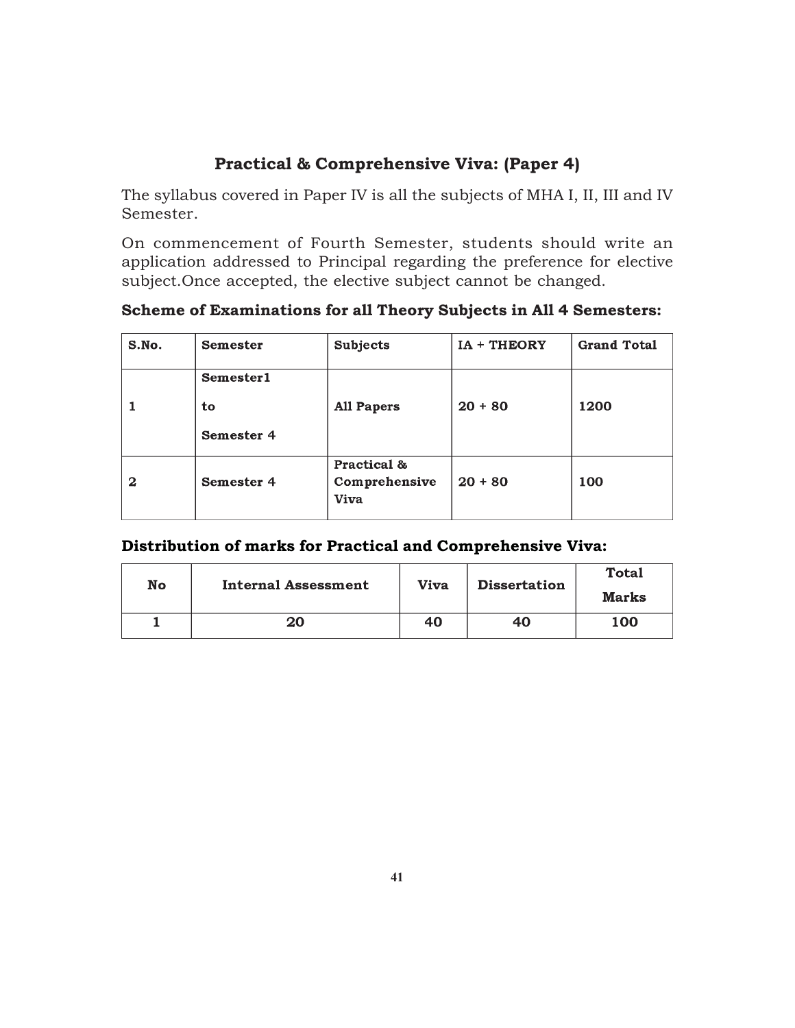## Practical & Comprehensive Viva: (Paper 4)

The syllabus covered in Paper IV is all the subjects of MHA I, II, III and IV Semester.

On commencement of Fourth Semester, students should write an application addressed to Principal regarding the preference for elective subject.Once accepted, the elective subject cannot be changed.

### Scheme of Examinations for all Theory Subjects in All 4 Semesters:

| S.No. | Semester | Subjects | IA + THEORY | Grand Total |
|---|---|---|---|---|
| 1 | Semester1 to Semester 4 | All Papers | 20 + 80 | 1200 |
| 2 | Semester 4 | Practical & Comprehensive Viva | 20 + 80 | 100 |

### Distribution of marks for Practical and Comprehensive Viva:

| No | Internal Assessment | Viva | Dissertation | Total Marks |
|---|---|---|---|---|
| 1 | 20 | 40 | 40 | 100 |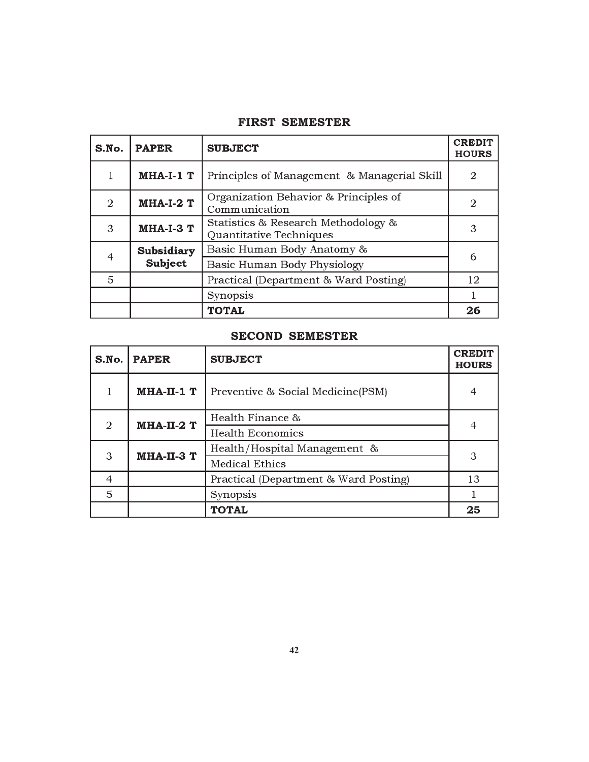## FIRST SEMESTER

| S.No. | PAPER | SUBJECT | CREDIT HOURS |
|---|---|---|---|
| 1 | **MHA-I-1 T** | Principles of Management & Managerial Skill | 2 |
| 2 | **MHA-I-2 T** | Organization Behavior & Principles of Communication | 2 |
| 3 | **MHA-I-3 T** | Statistics & Research Methodology & Quantitative Techniques | 3 |
| 4 | **Subsidiary Subject** | Basic Human Body Anatomy & | 6 |
| | | Basic Human Body Physiology | |
| 5 | | Practical (Department & Ward Posting) | 12 |
| | | Synopsis | 1 |
| | | **TOTAL** | **26** |

## SECOND SEMESTER

| S.No. | PAPER | SUBJECT | CREDIT HOURS |
|---|---|---|---|
| 1 | **MHA-II-1 T** | Preventive & Social Medicine(PSM) | 4 |
| 2 | **MHA-II-2 T** | Health Finance & | 4 |
| | | Health Economics | |
| 3 | **MHA-II-3 T** | Health/Hospital Management & | 3 |
| | | Medical Ethics | |
| 4 | | Practical (Department & Ward Posting) | 13 |
| 5 | | Synopsis | 1 |
| | | **TOTAL** | **25** |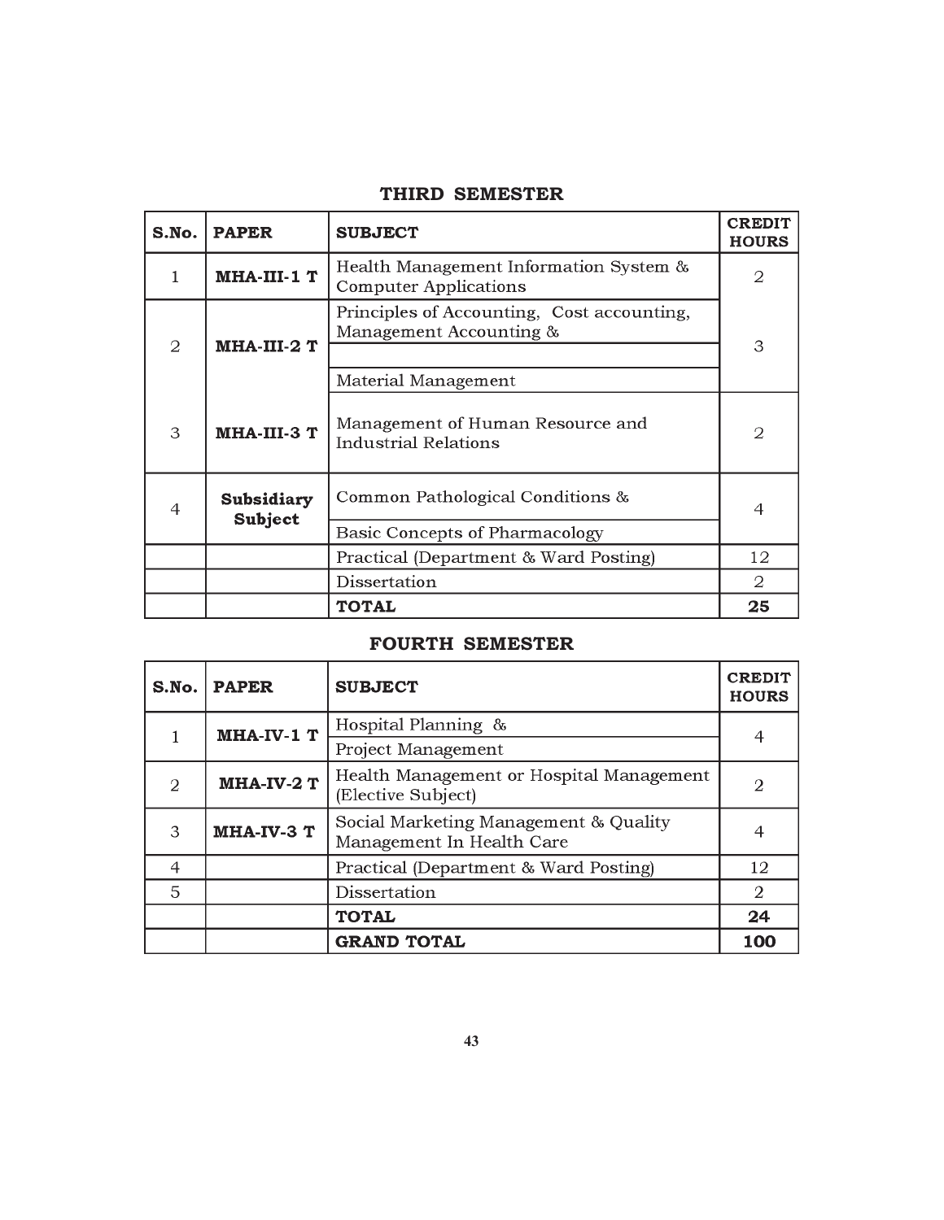## THIRD SEMESTER

| S.No. | PAPER | SUBJECT | CREDIT HOURS |
|---|---|---|---|
| 1 | **MHA-III-1 T** | Health Management Information System & Computer Applications | 2 |
| 2 | **MHA-III-2 T** | Principles of Accounting, Cost accounting, Management Accounting & | 3 |
| | | | |
| | | Material Management | |
| 3 | **MHA-III-3 T** | Management of Human Resource and Industrial Relations | 2 |
| 4 | **Subsidiary Subject** | Common Pathological Conditions & | 4 |
| | | Basic Concepts of Pharmacology | |
| | | Practical (Department & Ward Posting) | 12 |
| | | Dissertation | 2 |
| | | **TOTAL** | **25** |

## FOURTH SEMESTER

| S.No. | PAPER | SUBJECT | CREDIT HOURS |
|---|---|---|---|
| 1 | **MHA-IV-1 T** | Hospital Planning & | 4 |
| | | Project Management | |
| 2 | **MHA-IV-2 T** | Health Management or Hospital Management (Elective Subject) | 2 |
| 3 | **MHA-IV-3 T** | Social Marketing Management & Quality Management In Health Care | 4 |
| 4 | | Practical (Department & Ward Posting) | 12 |
| 5 | | Dissertation | 2 |
| | | **TOTAL** | **24** |
| | | **GRAND TOTAL** | **100** |